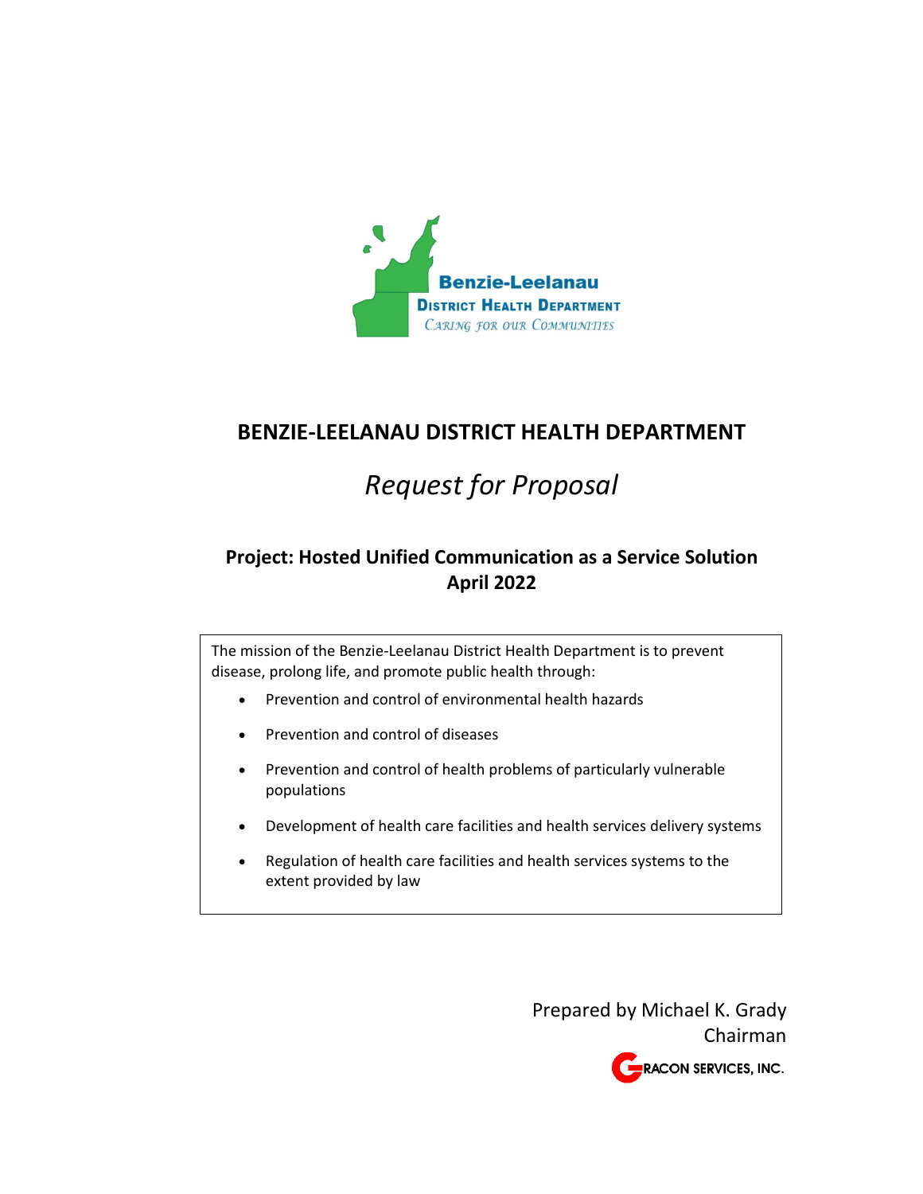Benzie-Leelanau
District Health Department
Caring for our Communities

# BENZIE-LEELANAU DISTRICT HEALTH DEPARTMENT

## *Request for Proposal*

### Project: Hosted Unified Communication as a Service Solution
### April 2022

The mission of the Benzie-Leelanau District Health Department is to prevent disease, prolong life, and promote public health through:

- Prevention and control of environmental health hazards
- Prevention and control of diseases
- Prevention and control of health problems of particularly vulnerable populations
- Development of health care facilities and health services delivery systems
- Regulation of health care facilities and health services systems to the extent provided by law

Prepared by Michael K. Grady
Chairman
GRACON SERVICES, INC.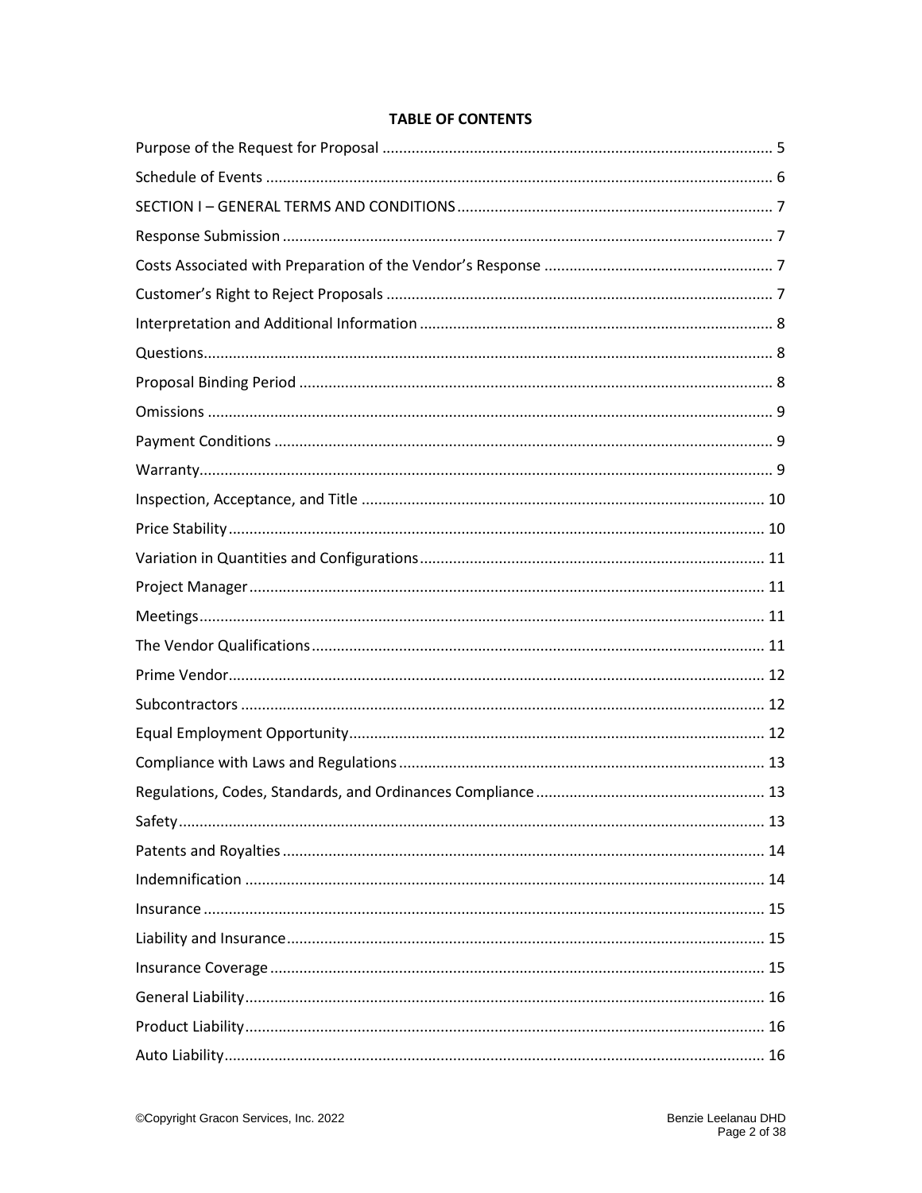**TABLE OF CONTENTS**

Purpose of the Request for Proposal .......... 5
Schedule of Events .......... 6
SECTION I – GENERAL TERMS AND CONDITIONS .......... 7
Response Submission .......... 7
Costs Associated with Preparation of the Vendor's Response .......... 7
Customer's Right to Reject Proposals .......... 7
Interpretation and Additional Information .......... 8
Questions .......... 8
Proposal Binding Period .......... 8
Omissions .......... 9
Payment Conditions .......... 9
Warranty .......... 9
Inspection, Acceptance, and Title .......... 10
Price Stability .......... 10
Variation in Quantities and Configurations .......... 11
Project Manager .......... 11
Meetings .......... 11
The Vendor Qualifications .......... 11
Prime Vendor .......... 12
Subcontractors .......... 12
Equal Employment Opportunity .......... 12
Compliance with Laws and Regulations .......... 13
Regulations, Codes, Standards, and Ordinances Compliance .......... 13
Safety .......... 13
Patents and Royalties .......... 14
Indemnification .......... 14
Insurance .......... 15
Liability and Insurance .......... 15
Insurance Coverage .......... 15
General Liability .......... 16
Product Liability .......... 16
Auto Liability .......... 16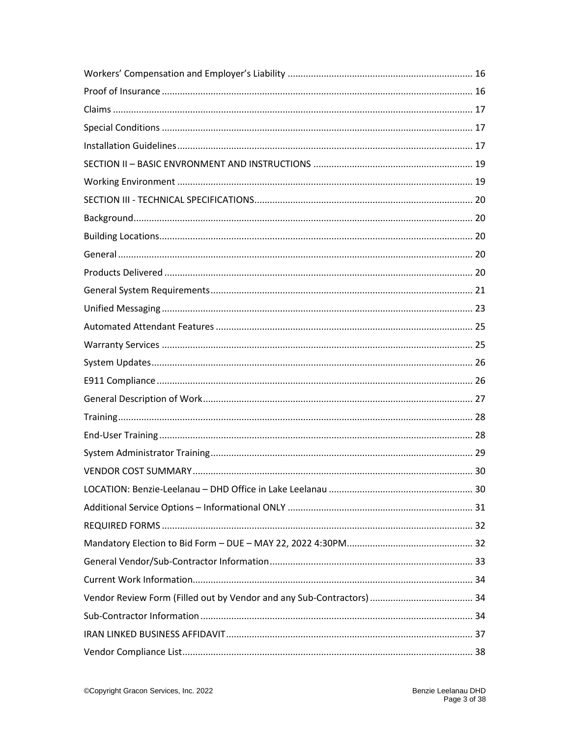Workers' Compensation and Employer's Liability ........................................................................ 16

Proof of Insurance ........................................................................................................................ 16

Claims ........................................................................................................................................... 17

Special Conditions ........................................................................................................................ 17

Installation Guidelines .................................................................................................................. 17

SECTION II – BASIC ENVRONMENT AND INSTRUCTIONS ............................................................. 19

Working Environment .................................................................................................................. 19

SECTION III - TECHNICAL SPECIFICATIONS .................................................................................... 20

Background ................................................................................................................................... 20

Building Locations ......................................................................................................................... 20

General ......................................................................................................................................... 20

Products Delivered ....................................................................................................................... 20

General System Requirements ..................................................................................................... 21

Unified Messaging ........................................................................................................................ 23

Automated Attendant Features .................................................................................................... 25

Warranty Services ........................................................................................................................ 25

System Updates ............................................................................................................................ 26

E911 Compliance .......................................................................................................................... 26

General Description of Work ........................................................................................................ 27

Training ......................................................................................................................................... 28

End-User Training ......................................................................................................................... 28

System Administrator Training ..................................................................................................... 29

VENDOR COST SUMMARY ............................................................................................................ 30

LOCATION: Benzie-Leelanau – DHD Office in Lake Leelanau ........................................................ 30

Additional Service Options – Informational ONLY ........................................................................ 31

REQUIRED FORMS ........................................................................................................................ 32

Mandatory Election to Bid Form – DUE – MAY 22, 2022 4:30PM ................................................. 32

General Vendor/Sub-Contractor Information ............................................................................... 33

Current Work Information ............................................................................................................ 34

Vendor Review Form (Filled out by Vendor and any Sub-Contractors) ........................................ 34

Sub-Contractor Information ......................................................................................................... 34

IRAN LINKED BUSINESS AFFIDAVIT ............................................................................................... 37

Vendor Compliance List ................................................................................................................ 38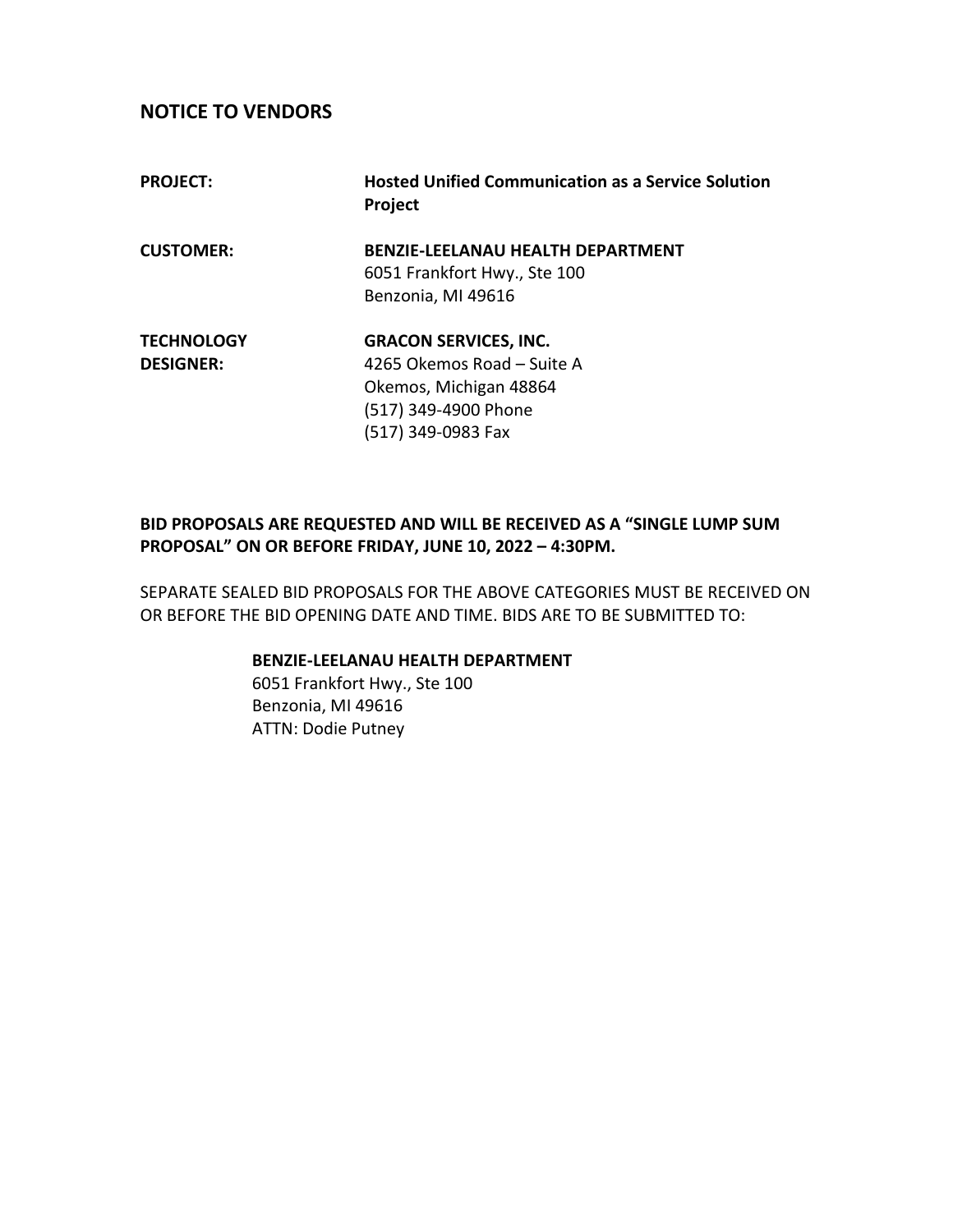## NOTICE TO VENDORS

**PROJECT:** **Hosted Unified Communication as a Service Solution Project**

**CUSTOMER:** **BENZIE-LEELANAU HEALTH DEPARTMENT**
6051 Frankfort Hwy., Ste 100
Benzonia, MI 49616

**TECHNOLOGY DESIGNER:** **GRACON SERVICES, INC.**
4265 Okemos Road – Suite A
Okemos, Michigan 48864
(517) 349-4900 Phone
(517) 349-0983 Fax

**BID PROPOSALS ARE REQUESTED AND WILL BE RECEIVED AS A "SINGLE LUMP SUM PROPOSAL" ON OR BEFORE FRIDAY, JUNE 10, 2022 – 4:30PM.**

SEPARATE SEALED BID PROPOSALS FOR THE ABOVE CATEGORIES MUST BE RECEIVED ON OR BEFORE THE BID OPENING DATE AND TIME. BIDS ARE TO BE SUBMITTED TO:

**BENZIE-LEELANAU HEALTH DEPARTMENT**
6051 Frankfort Hwy., Ste 100
Benzonia, MI 49616
ATTN: Dodie Putney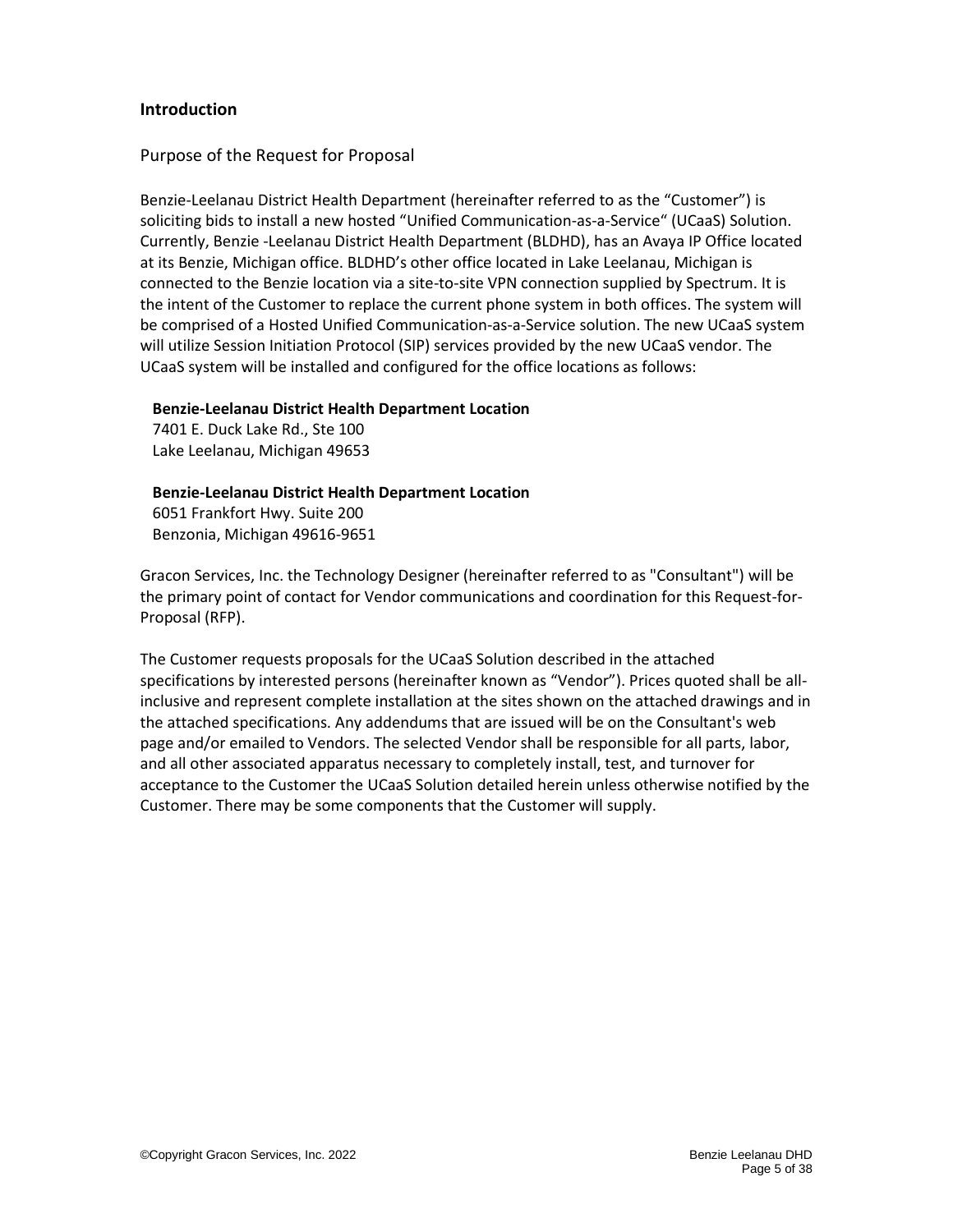## Introduction

### Purpose of the Request for Proposal

Benzie-Leelanau District Health Department (hereinafter referred to as the “Customer”) is soliciting bids to install a new hosted “Unified Communication-as-a-Service“ (UCaaS) Solution. Currently, Benzie -Leelanau District Health Department (BLDHD), has an Avaya IP Office located at its Benzie, Michigan office. BLDHD’s other office located in Lake Leelanau, Michigan is connected to the Benzie location via a site-to-site VPN connection supplied by Spectrum. It is the intent of the Customer to replace the current phone system in both offices. The system will be comprised of a Hosted Unified Communication-as-a-Service solution. The new UCaaS system will utilize Session Initiation Protocol (SIP) services provided by the new UCaaS vendor. The UCaaS system will be installed and configured for the office locations as follows:

**Benzie-Leelanau District Health Department Location**
7401 E. Duck Lake Rd., Ste 100
Lake Leelanau, Michigan 49653

**Benzie-Leelanau District Health Department Location**
6051 Frankfort Hwy. Suite 200
Benzonia, Michigan 49616-9651

Gracon Services, Inc. the Technology Designer (hereinafter referred to as "Consultant") will be the primary point of contact for Vendor communications and coordination for this Request-for-Proposal (RFP).

The Customer requests proposals for the UCaaS Solution described in the attached specifications by interested persons (hereinafter known as “Vendor”). Prices quoted shall be all-inclusive and represent complete installation at the sites shown on the attached drawings and in the attached specifications. Any addendums that are issued will be on the Consultant's web page and/or emailed to Vendors. The selected Vendor shall be responsible for all parts, labor, and all other associated apparatus necessary to completely install, test, and turnover for acceptance to the Customer the UCaaS Solution detailed herein unless otherwise notified by the Customer. There may be some components that the Customer will supply.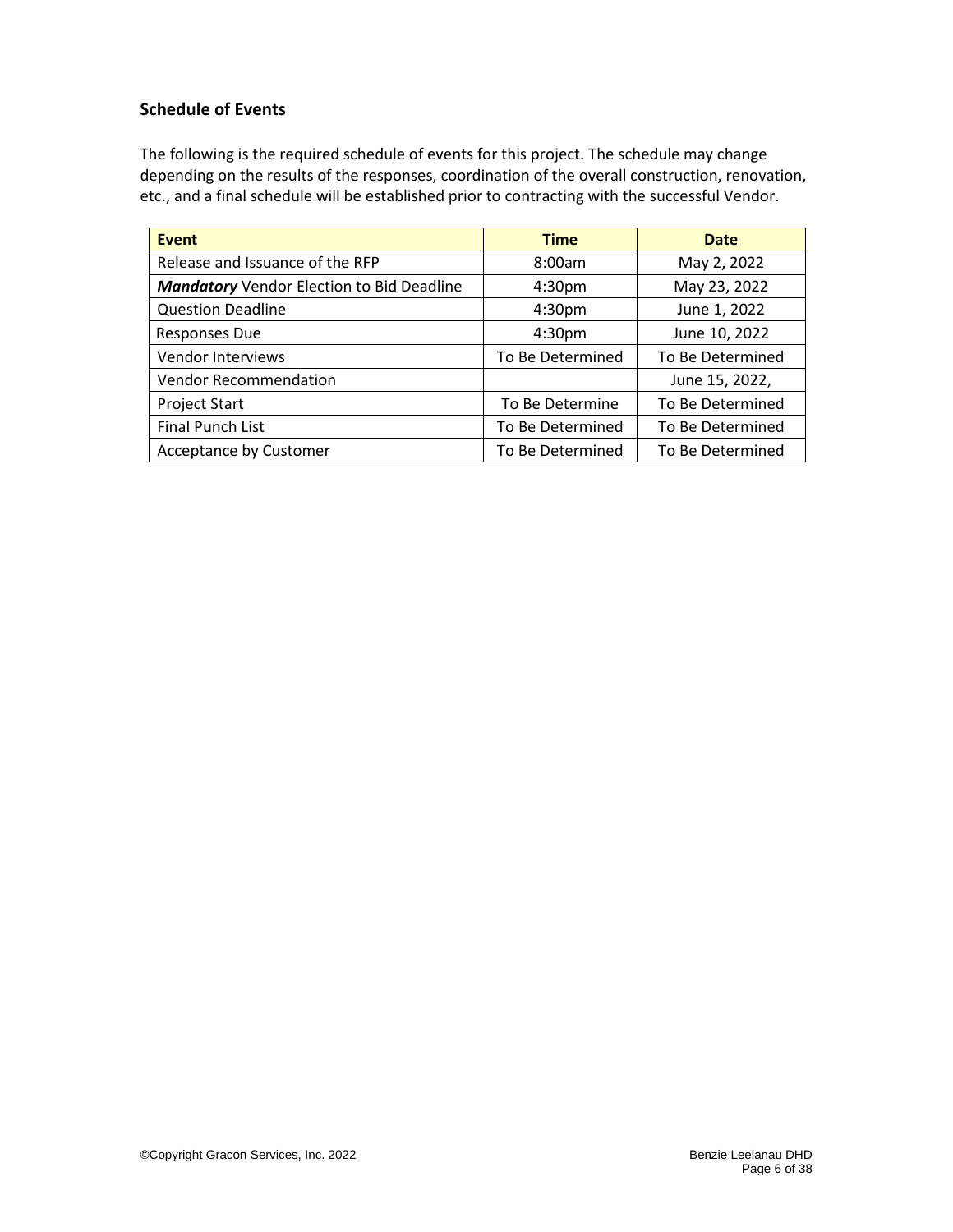### Schedule of Events

The following is the required schedule of events for this project. The schedule may change depending on the results of the responses, coordination of the overall construction, renovation, etc., and a final schedule will be established prior to contracting with the successful Vendor.

| Event | Time | Date |
|---|---|---|
| Release and Issuance of the RFP | 8:00am | May 2, 2022 |
| ***Mandatory*** Vendor Election to Bid Deadline | 4:30pm | May 23, 2022 |
| Question Deadline | 4:30pm | June 1, 2022 |
| Responses Due | 4:30pm | June 10, 2022 |
| Vendor Interviews | To Be Determined | To Be Determined |
| Vendor Recommendation | | June 15, 2022, |
| Project Start | To Be Determine | To Be Determined |
| Final Punch List | To Be Determined | To Be Determined |
| Acceptance by Customer | To Be Determined | To Be Determined |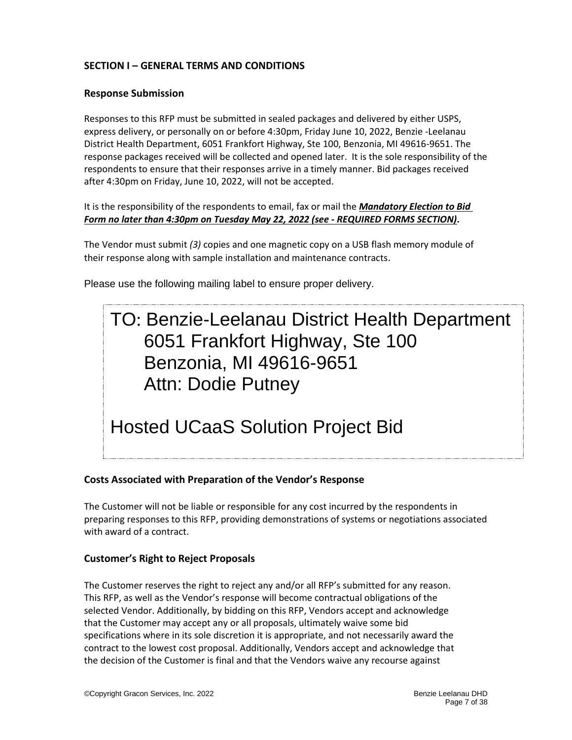## SECTION I – GENERAL TERMS AND CONDITIONS

### Response Submission

Responses to this RFP must be submitted in sealed packages and delivered by either USPS, express delivery, or personally on or before 4:30pm, Friday June 10, 2022, Benzie -Leelanau District Health Department, 6051 Frankfort Highway, Ste 100, Benzonia, MI 49616-9651. The response packages received will be collected and opened later. It is the sole responsibility of the respondents to ensure that their responses arrive in a timely manner. Bid packages received after 4:30pm on Friday, June 10, 2022, will not be accepted.

It is the responsibility of the respondents to email, fax or mail the ***Mandatory Election to Bid Form no later than 4:30pm on Tuesday May 22, 2022 (see - REQUIRED FORMS SECTION)*****.**

The Vendor must submit *(3)* copies and one magnetic copy on a USB flash memory module of their response along with sample installation and maintenance contracts.

Please use the following mailing label to ensure proper delivery.

> TO: Benzie-Leelanau District Health Department
> 6051 Frankfort Highway, Ste 100
> Benzonia, MI 49616-9651
> Attn: Dodie Putney
>
> Hosted UCaaS Solution Project Bid

### Costs Associated with Preparation of the Vendor's Response

The Customer will not be liable or responsible for any cost incurred by the respondents in preparing responses to this RFP, providing demonstrations of systems or negotiations associated with award of a contract.

### Customer's Right to Reject Proposals

The Customer reserves the right to reject any and/or all RFP's submitted for any reason. This RFP, as well as the Vendor's response will become contractual obligations of the selected Vendor. Additionally, by bidding on this RFP, Vendors accept and acknowledge that the Customer may accept any or all proposals, ultimately waive some bid specifications where in its sole discretion it is appropriate, and not necessarily award the contract to the lowest cost proposal. Additionally, Vendors accept and acknowledge that the decision of the Customer is final and that the Vendors waive any recourse against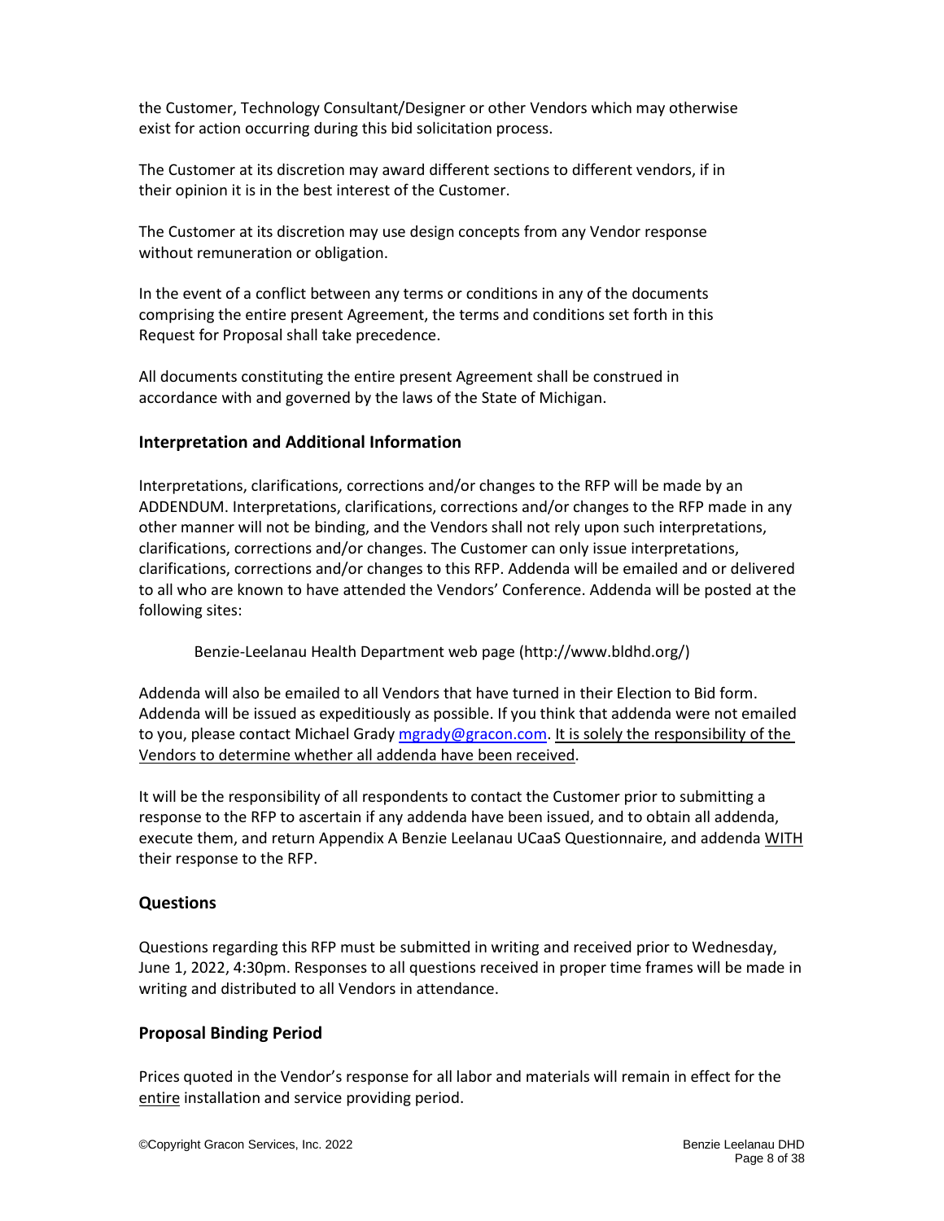the Customer, Technology Consultant/Designer or other Vendors which may otherwise exist for action occurring during this bid solicitation process.

The Customer at its discretion may award different sections to different vendors, if in their opinion it is in the best interest of the Customer.

The Customer at its discretion may use design concepts from any Vendor response without remuneration or obligation.

In the event of a conflict between any terms or conditions in any of the documents comprising the entire present Agreement, the terms and conditions set forth in this Request for Proposal shall take precedence.

All documents constituting the entire present Agreement shall be construed in accordance with and governed by the laws of the State of Michigan.

### Interpretation and Additional Information

Interpretations, clarifications, corrections and/or changes to the RFP will be made by an ADDENDUM. Interpretations, clarifications, corrections and/or changes to the RFP made in any other manner will not be binding, and the Vendors shall not rely upon such interpretations, clarifications, corrections and/or changes. The Customer can only issue interpretations, clarifications, corrections and/or changes to this RFP. Addenda will be emailed and or delivered to all who are known to have attended the Vendors' Conference. Addenda will be posted at the following sites:

> Benzie-Leelanau Health Department web page (http://www.bldhd.org/)

Addenda will also be emailed to all Vendors that have turned in their Election to Bid form. Addenda will be issued as expeditiously as possible. If you think that addenda were not emailed to you, please contact Michael Grady mgrady@gracon.com. <u>It is solely the responsibility of the Vendors to determine whether all addenda have been received</u>.

It will be the responsibility of all respondents to contact the Customer prior to submitting a response to the RFP to ascertain if any addenda have been issued, and to obtain all addenda, execute them, and return Appendix A Benzie Leelanau UCaaS Questionnaire, and addenda <u>WITH</u> their response to the RFP.

### Questions

Questions regarding this RFP must be submitted in writing and received prior to Wednesday, June 1, 2022, 4:30pm. Responses to all questions received in proper time frames will be made in writing and distributed to all Vendors in attendance.

### Proposal Binding Period

Prices quoted in the Vendor's response for all labor and materials will remain in effect for the <u>entire</u> installation and service providing period.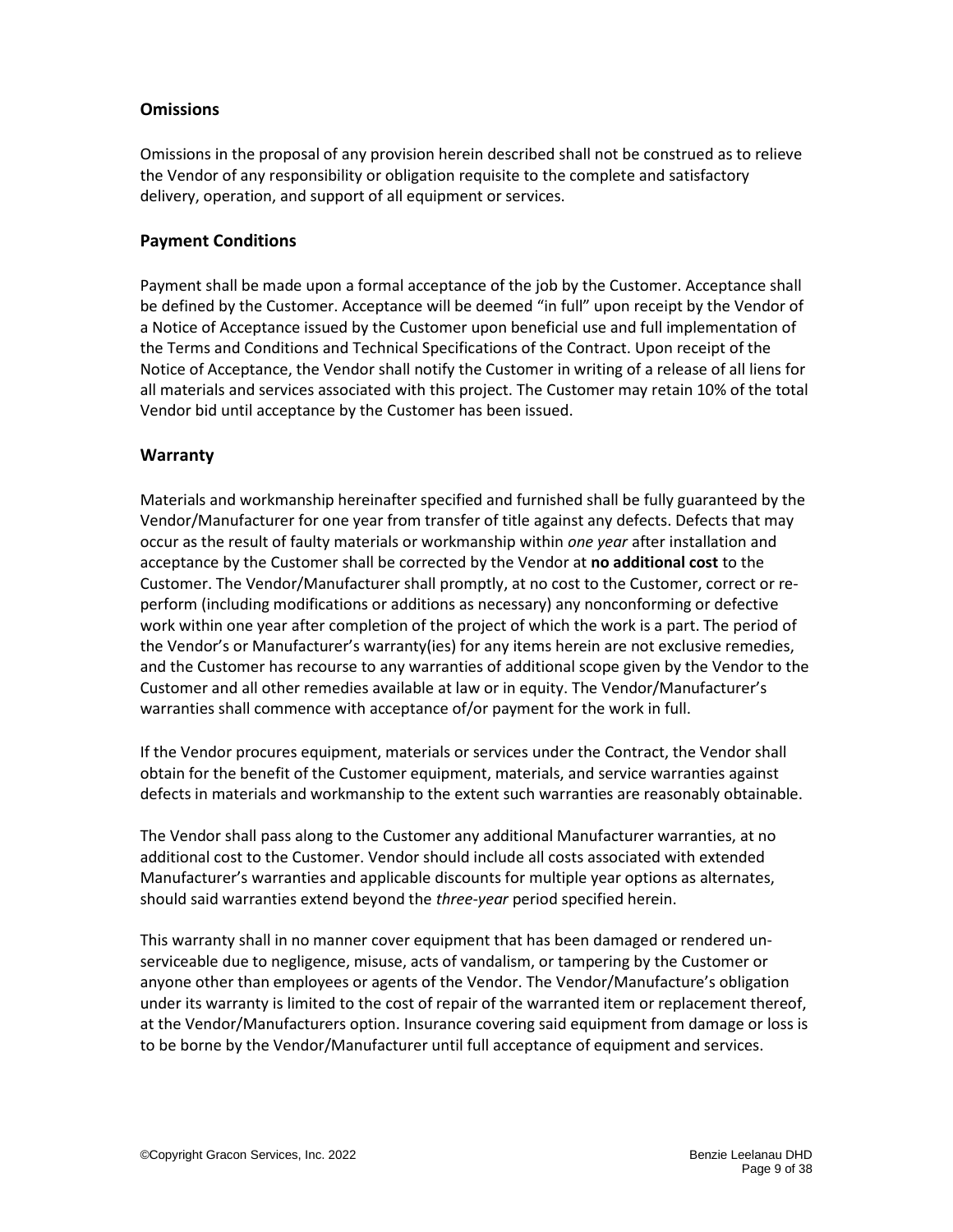## Omissions

Omissions in the proposal of any provision herein described shall not be construed as to relieve the Vendor of any responsibility or obligation requisite to the complete and satisfactory delivery, operation, and support of all equipment or services.

## Payment Conditions

Payment shall be made upon a formal acceptance of the job by the Customer. Acceptance shall be defined by the Customer. Acceptance will be deemed "in full" upon receipt by the Vendor of a Notice of Acceptance issued by the Customer upon beneficial use and full implementation of the Terms and Conditions and Technical Specifications of the Contract. Upon receipt of the Notice of Acceptance, the Vendor shall notify the Customer in writing of a release of all liens for all materials and services associated with this project. The Customer may retain 10% of the total Vendor bid until acceptance by the Customer has been issued.

## Warranty

Materials and workmanship hereinafter specified and furnished shall be fully guaranteed by the Vendor/Manufacturer for one year from transfer of title against any defects. Defects that may occur as the result of faulty materials or workmanship within *one year* after installation and acceptance by the Customer shall be corrected by the Vendor at **no additional cost** to the Customer. The Vendor/Manufacturer shall promptly, at no cost to the Customer, correct or re-perform (including modifications or additions as necessary) any nonconforming or defective work within one year after completion of the project of which the work is a part. The period of the Vendor's or Manufacturer's warranty(ies) for any items herein are not exclusive remedies, and the Customer has recourse to any warranties of additional scope given by the Vendor to the Customer and all other remedies available at law or in equity. The Vendor/Manufacturer's warranties shall commence with acceptance of/or payment for the work in full.

If the Vendor procures equipment, materials or services under the Contract, the Vendor shall obtain for the benefit of the Customer equipment, materials, and service warranties against defects in materials and workmanship to the extent such warranties are reasonably obtainable.

The Vendor shall pass along to the Customer any additional Manufacturer warranties, at no additional cost to the Customer. Vendor should include all costs associated with extended Manufacturer's warranties and applicable discounts for multiple year options as alternates, should said warranties extend beyond the *three-year* period specified herein.

This warranty shall in no manner cover equipment that has been damaged or rendered un-serviceable due to negligence, misuse, acts of vandalism, or tampering by the Customer or anyone other than employees or agents of the Vendor. The Vendor/Manufacture's obligation under its warranty is limited to the cost of repair of the warranted item or replacement thereof, at the Vendor/Manufacturers option. Insurance covering said equipment from damage or loss is to be borne by the Vendor/Manufacturer until full acceptance of equipment and services.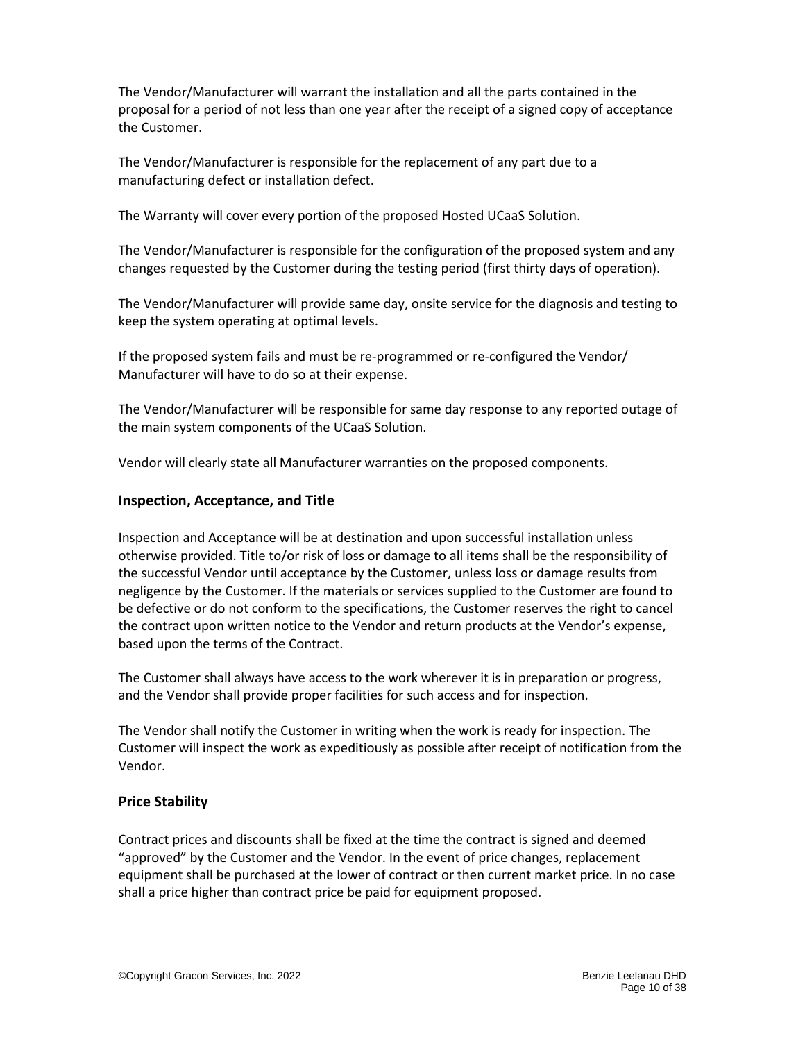The Vendor/Manufacturer will warrant the installation and all the parts contained in the proposal for a period of not less than one year after the receipt of a signed copy of acceptance the Customer.

The Vendor/Manufacturer is responsible for the replacement of any part due to a manufacturing defect or installation defect.

The Warranty will cover every portion of the proposed Hosted UCaaS Solution.

The Vendor/Manufacturer is responsible for the configuration of the proposed system and any changes requested by the Customer during the testing period (first thirty days of operation).

The Vendor/Manufacturer will provide same day, onsite service for the diagnosis and testing to keep the system operating at optimal levels.

If the proposed system fails and must be re-programmed or re-configured the Vendor/ Manufacturer will have to do so at their expense.

The Vendor/Manufacturer will be responsible for same day response to any reported outage of the main system components of the UCaaS Solution.

Vendor will clearly state all Manufacturer warranties on the proposed components.

### Inspection, Acceptance, and Title

Inspection and Acceptance will be at destination and upon successful installation unless otherwise provided. Title to/or risk of loss or damage to all items shall be the responsibility of the successful Vendor until acceptance by the Customer, unless loss or damage results from negligence by the Customer. If the materials or services supplied to the Customer are found to be defective or do not conform to the specifications, the Customer reserves the right to cancel the contract upon written notice to the Vendor and return products at the Vendor's expense, based upon the terms of the Contract.

The Customer shall always have access to the work wherever it is in preparation or progress, and the Vendor shall provide proper facilities for such access and for inspection.

The Vendor shall notify the Customer in writing when the work is ready for inspection. The Customer will inspect the work as expeditiously as possible after receipt of notification from the Vendor.

### Price Stability

Contract prices and discounts shall be fixed at the time the contract is signed and deemed "approved" by the Customer and the Vendor. In the event of price changes, replacement equipment shall be purchased at the lower of contract or then current market price. In no case shall a price higher than contract price be paid for equipment proposed.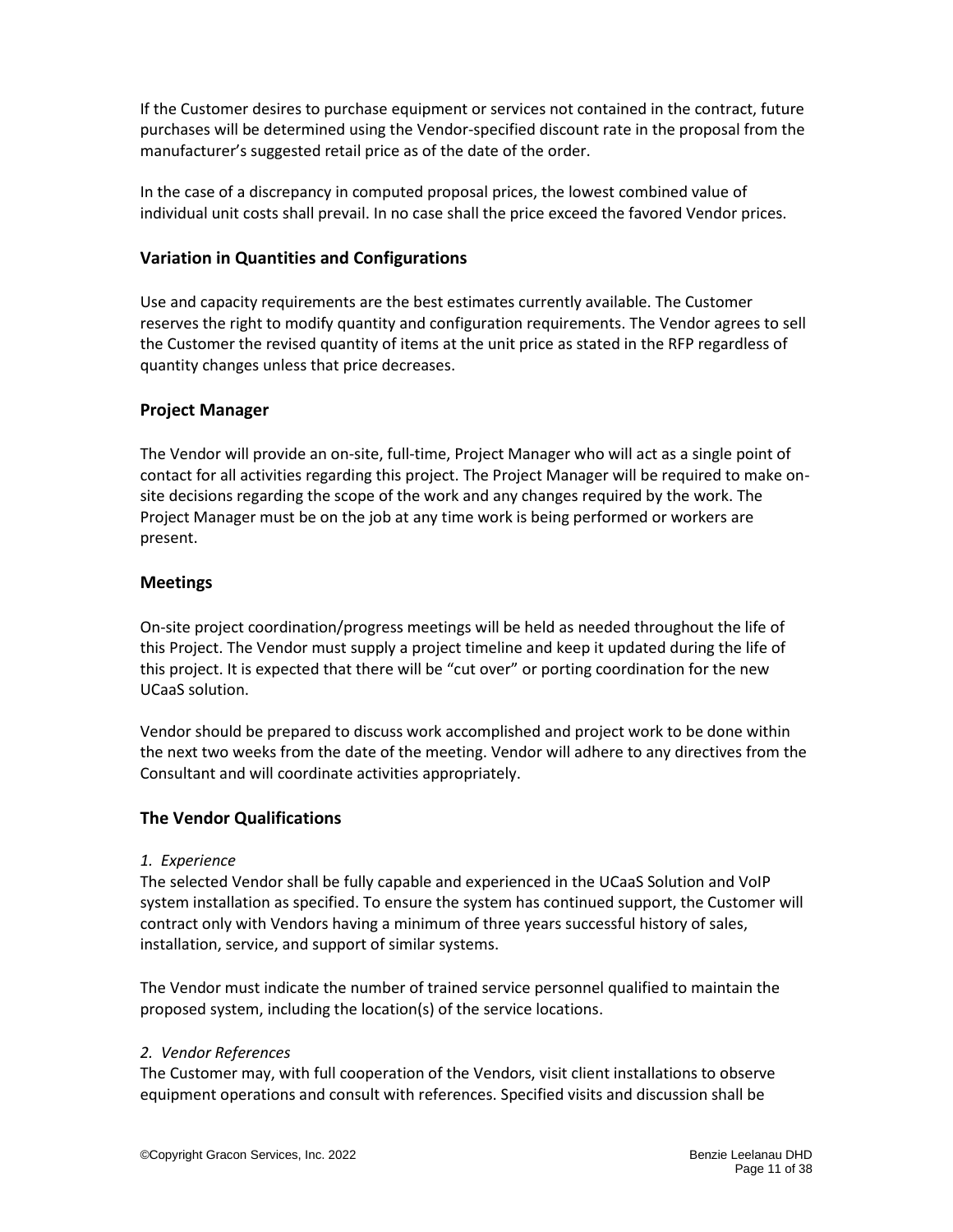If the Customer desires to purchase equipment or services not contained in the contract, future purchases will be determined using the Vendor-specified discount rate in the proposal from the manufacturer's suggested retail price as of the date of the order.

In the case of a discrepancy in computed proposal prices, the lowest combined value of individual unit costs shall prevail. In no case shall the price exceed the favored Vendor prices.

### Variation in Quantities and Configurations

Use and capacity requirements are the best estimates currently available. The Customer reserves the right to modify quantity and configuration requirements. The Vendor agrees to sell the Customer the revised quantity of items at the unit price as stated in the RFP regardless of quantity changes unless that price decreases.

### Project Manager

The Vendor will provide an on-site, full-time, Project Manager who will act as a single point of contact for all activities regarding this project. The Project Manager will be required to make on-site decisions regarding the scope of the work and any changes required by the work. The Project Manager must be on the job at any time work is being performed or workers are present.

### Meetings

On-site project coordination/progress meetings will be held as needed throughout the life of this Project. The Vendor must supply a project timeline and keep it updated during the life of this project. It is expected that there will be "cut over" or porting coordination for the new UCaaS solution.

Vendor should be prepared to discuss work accomplished and project work to be done within the next two weeks from the date of the meeting. Vendor will adhere to any directives from the Consultant and will coordinate activities appropriately.

### The Vendor Qualifications

*1. Experience*

The selected Vendor shall be fully capable and experienced in the UCaaS Solution and VoIP system installation as specified. To ensure the system has continued support, the Customer will contract only with Vendors having a minimum of three years successful history of sales, installation, service, and support of similar systems.

The Vendor must indicate the number of trained service personnel qualified to maintain the proposed system, including the location(s) of the service locations.

*2. Vendor References*

The Customer may, with full cooperation of the Vendors, visit client installations to observe equipment operations and consult with references. Specified visits and discussion shall be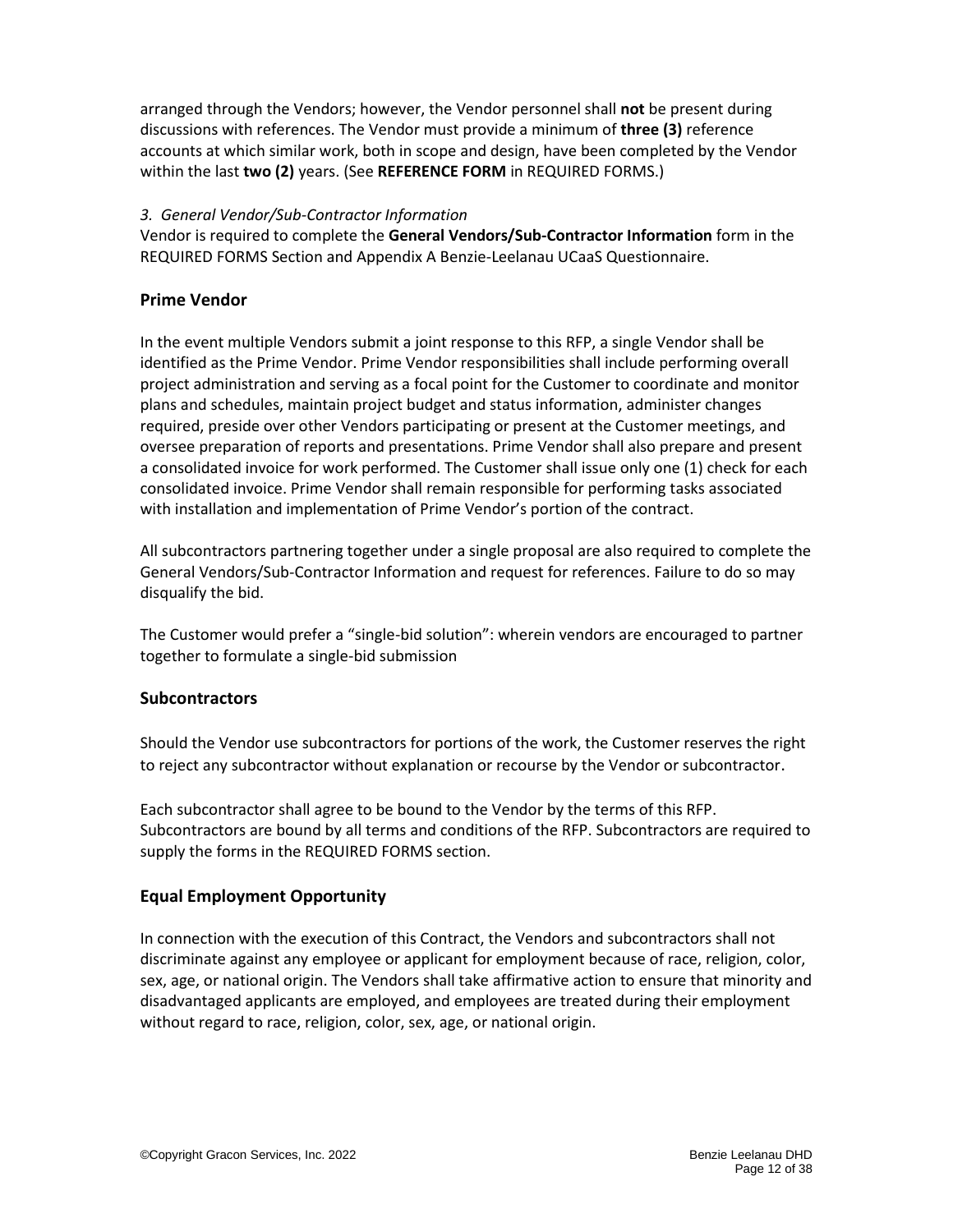arranged through the Vendors; however, the Vendor personnel shall **not** be present during discussions with references. The Vendor must provide a minimum of **three (3)** reference accounts at which similar work, both in scope and design, have been completed by the Vendor within the last **two (2)** years. (See **REFERENCE FORM** in REQUIRED FORMS.)

*3. General Vendor/Sub-Contractor Information*

Vendor is required to complete the **General Vendors/Sub-Contractor Information** form in the REQUIRED FORMS Section and Appendix A Benzie-Leelanau UCaaS Questionnaire.

## Prime Vendor

In the event multiple Vendors submit a joint response to this RFP, a single Vendor shall be identified as the Prime Vendor. Prime Vendor responsibilities shall include performing overall project administration and serving as a focal point for the Customer to coordinate and monitor plans and schedules, maintain project budget and status information, administer changes required, preside over other Vendors participating or present at the Customer meetings, and oversee preparation of reports and presentations. Prime Vendor shall also prepare and present a consolidated invoice for work performed. The Customer shall issue only one (1) check for each consolidated invoice. Prime Vendor shall remain responsible for performing tasks associated with installation and implementation of Prime Vendor's portion of the contract.

All subcontractors partnering together under a single proposal are also required to complete the General Vendors/Sub-Contractor Information and request for references. Failure to do so may disqualify the bid.

The Customer would prefer a "single-bid solution": wherein vendors are encouraged to partner together to formulate a single-bid submission

## Subcontractors

Should the Vendor use subcontractors for portions of the work, the Customer reserves the right to reject any subcontractor without explanation or recourse by the Vendor or subcontractor.

Each subcontractor shall agree to be bound to the Vendor by the terms of this RFP. Subcontractors are bound by all terms and conditions of the RFP. Subcontractors are required to supply the forms in the REQUIRED FORMS section.

## Equal Employment Opportunity

In connection with the execution of this Contract, the Vendors and subcontractors shall not discriminate against any employee or applicant for employment because of race, religion, color, sex, age, or national origin. The Vendors shall take affirmative action to ensure that minority and disadvantaged applicants are employed, and employees are treated during their employment without regard to race, religion, color, sex, age, or national origin.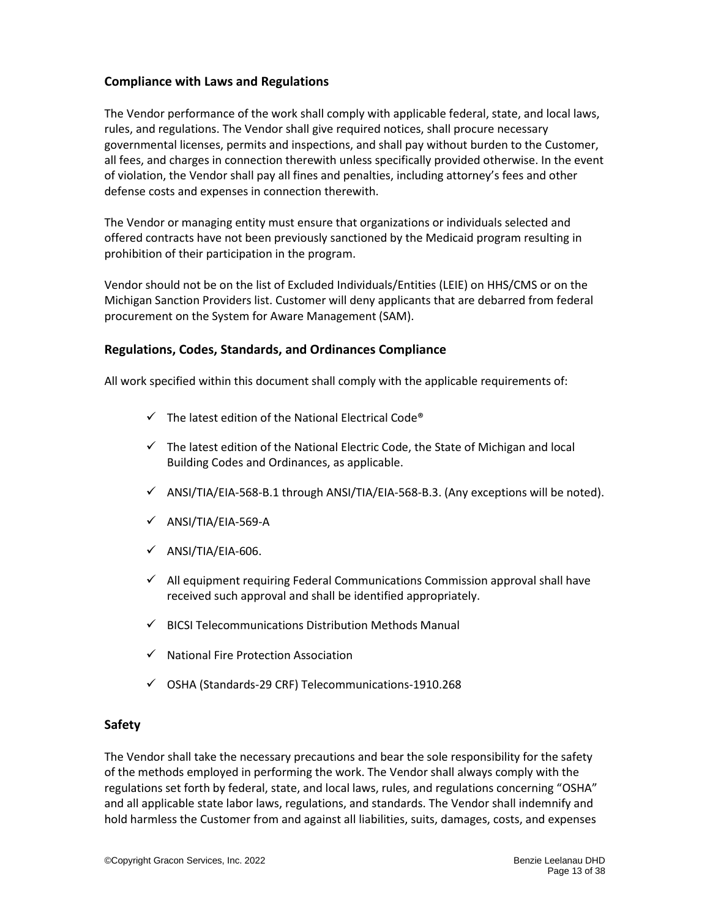## Compliance with Laws and Regulations

The Vendor performance of the work shall comply with applicable federal, state, and local laws, rules, and regulations. The Vendor shall give required notices, shall procure necessary governmental licenses, permits and inspections, and shall pay without burden to the Customer, all fees, and charges in connection therewith unless specifically provided otherwise. In the event of violation, the Vendor shall pay all fines and penalties, including attorney's fees and other defense costs and expenses in connection therewith.

The Vendor or managing entity must ensure that organizations or individuals selected and offered contracts have not been previously sanctioned by the Medicaid program resulting in prohibition of their participation in the program.

Vendor should not be on the list of Excluded Individuals/Entities (LEIE) on HHS/CMS or on the Michigan Sanction Providers list. Customer will deny applicants that are debarred from federal procurement on the System for Aware Management (SAM).

## Regulations, Codes, Standards, and Ordinances Compliance

All work specified within this document shall comply with the applicable requirements of:

- ✓ The latest edition of the National Electrical Code®
- ✓ The latest edition of the National Electric Code, the State of Michigan and local Building Codes and Ordinances, as applicable.
- ✓ ANSI/TIA/EIA-568-B.1 through ANSI/TIA/EIA-568-B.3. (Any exceptions will be noted).
- ✓ ANSI/TIA/EIA-569-A
- ✓ ANSI/TIA/EIA-606.
- ✓ All equipment requiring Federal Communications Commission approval shall have received such approval and shall be identified appropriately.
- ✓ BICSI Telecommunications Distribution Methods Manual
- ✓ National Fire Protection Association
- ✓ OSHA (Standards-29 CRF) Telecommunications-1910.268

## Safety

The Vendor shall take the necessary precautions and bear the sole responsibility for the safety of the methods employed in performing the work. The Vendor shall always comply with the regulations set forth by federal, state, and local laws, rules, and regulations concerning "OSHA" and all applicable state labor laws, regulations, and standards. The Vendor shall indemnify and hold harmless the Customer from and against all liabilities, suits, damages, costs, and expenses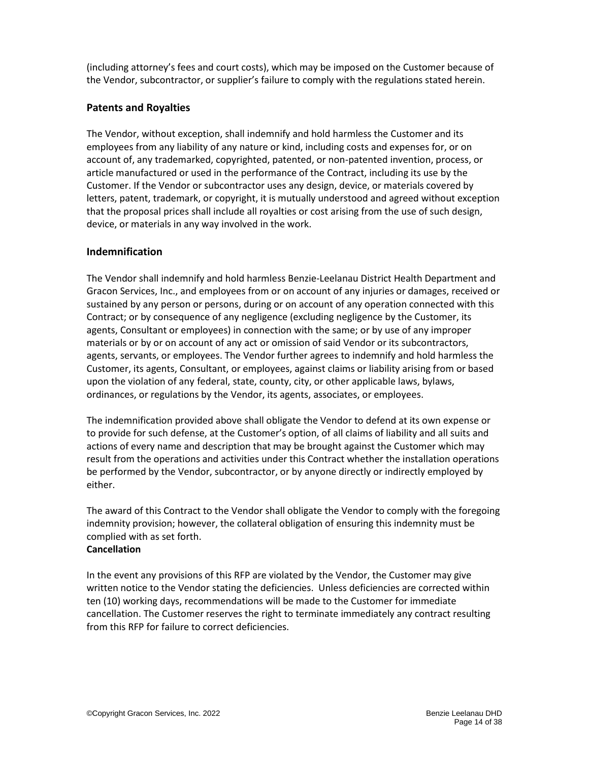(including attorney's fees and court costs), which may be imposed on the Customer because of the Vendor, subcontractor, or supplier's failure to comply with the regulations stated herein.

### Patents and Royalties

The Vendor, without exception, shall indemnify and hold harmless the Customer and its employees from any liability of any nature or kind, including costs and expenses for, or on account of, any trademarked, copyrighted, patented, or non-patented invention, process, or article manufactured or used in the performance of the Contract, including its use by the Customer. If the Vendor or subcontractor uses any design, device, or materials covered by letters, patent, trademark, or copyright, it is mutually understood and agreed without exception that the proposal prices shall include all royalties or cost arising from the use of such design, device, or materials in any way involved in the work.

### Indemnification

The Vendor shall indemnify and hold harmless Benzie-Leelanau District Health Department and Gracon Services, Inc., and employees from or on account of any injuries or damages, received or sustained by any person or persons, during or on account of any operation connected with this Contract; or by consequence of any negligence (excluding negligence by the Customer, its agents, Consultant or employees) in connection with the same; or by use of any improper materials or by or on account of any act or omission of said Vendor or its subcontractors, agents, servants, or employees. The Vendor further agrees to indemnify and hold harmless the Customer, its agents, Consultant, or employees, against claims or liability arising from or based upon the violation of any federal, state, county, city, or other applicable laws, bylaws, ordinances, or regulations by the Vendor, its agents, associates, or employees.

The indemnification provided above shall obligate the Vendor to defend at its own expense or to provide for such defense, at the Customer's option, of all claims of liability and all suits and actions of every name and description that may be brought against the Customer which may result from the operations and activities under this Contract whether the installation operations be performed by the Vendor, subcontractor, or by anyone directly or indirectly employed by either.

The award of this Contract to the Vendor shall obligate the Vendor to comply with the foregoing indemnity provision; however, the collateral obligation of ensuring this indemnity must be complied with as set forth.

**Cancellation**

In the event any provisions of this RFP are violated by the Vendor, the Customer may give written notice to the Vendor stating the deficiencies. Unless deficiencies are corrected within ten (10) working days, recommendations will be made to the Customer for immediate cancellation. The Customer reserves the right to terminate immediately any contract resulting from this RFP for failure to correct deficiencies.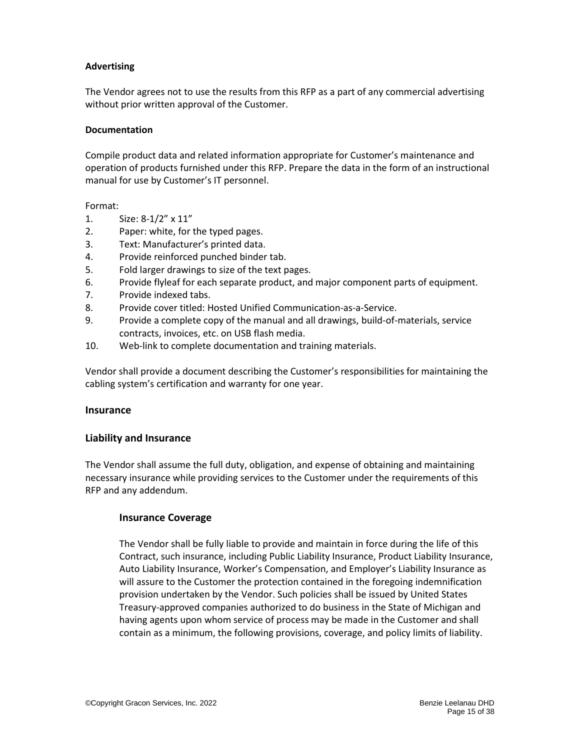**Advertising**

The Vendor agrees not to use the results from this RFP as a part of any commercial advertising without prior written approval of the Customer.

**Documentation**

Compile product data and related information appropriate for Customer's maintenance and operation of products furnished under this RFP. Prepare the data in the form of an instructional manual for use by Customer's IT personnel.

Format:

1. Size: 8-1/2" x 11"
2. Paper: white, for the typed pages.
3. Text: Manufacturer's printed data.
4. Provide reinforced punched binder tab.
5. Fold larger drawings to size of the text pages.
6. Provide flyleaf for each separate product, and major component parts of equipment.
7. Provide indexed tabs.
8. Provide cover titled: Hosted Unified Communication-as-a-Service.
9. Provide a complete copy of the manual and all drawings, build-of-materials, service contracts, invoices, etc. on USB flash media.
10. Web-link to complete documentation and training materials.

Vendor shall provide a document describing the Customer's responsibilities for maintaining the cabling system's certification and warranty for one year.

## Insurance

## Liability and Insurance

The Vendor shall assume the full duty, obligation, and expense of obtaining and maintaining necessary insurance while providing services to the Customer under the requirements of this RFP and any addendum.

### Insurance Coverage

The Vendor shall be fully liable to provide and maintain in force during the life of this Contract, such insurance, including Public Liability Insurance, Product Liability Insurance, Auto Liability Insurance, Worker's Compensation, and Employer's Liability Insurance as will assure to the Customer the protection contained in the foregoing indemnification provision undertaken by the Vendor. Such policies shall be issued by United States Treasury-approved companies authorized to do business in the State of Michigan and having agents upon whom service of process may be made in the Customer and shall contain as a minimum, the following provisions, coverage, and policy limits of liability.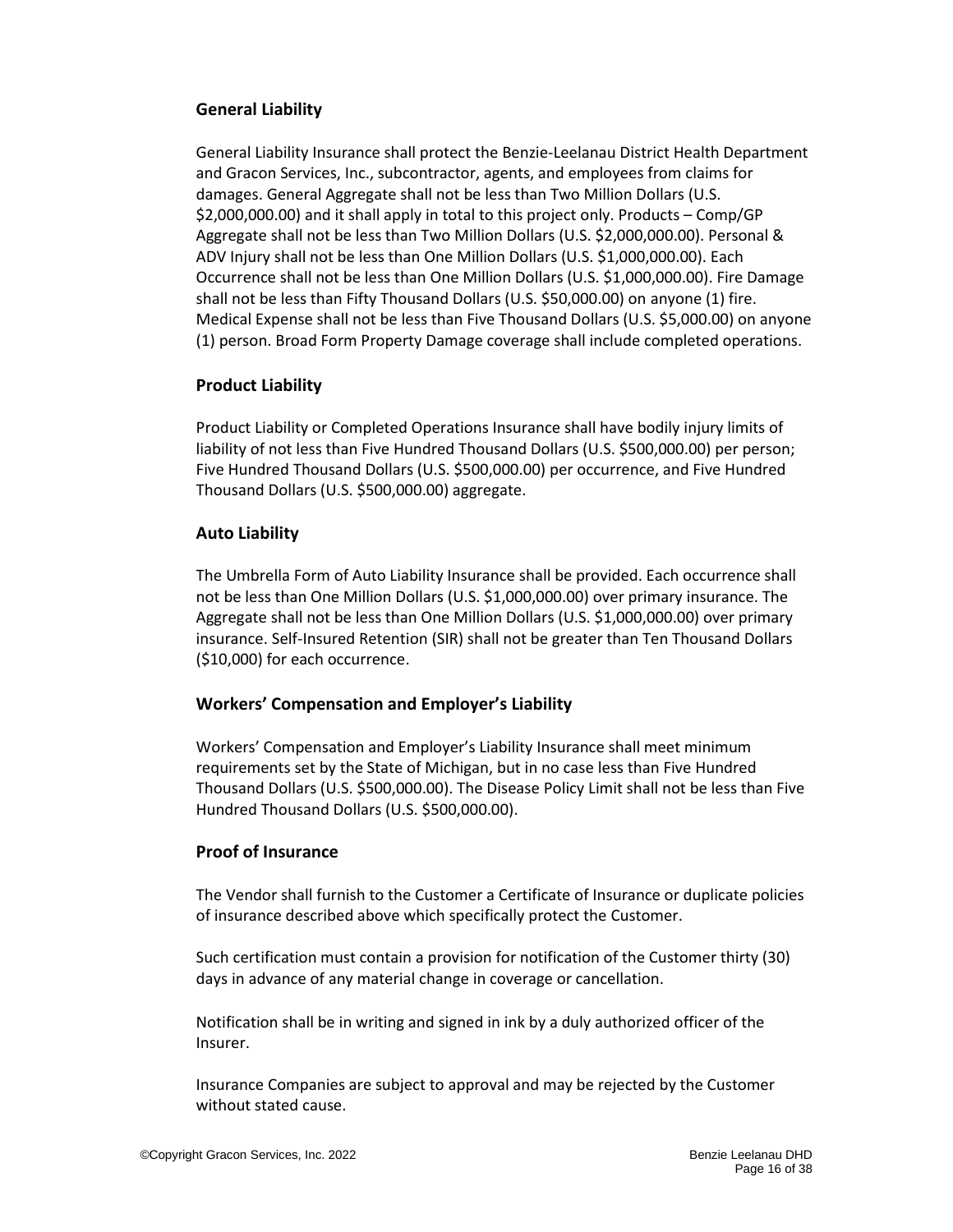## General Liability

General Liability Insurance shall protect the Benzie-Leelanau District Health Department and Gracon Services, Inc., subcontractor, agents, and employees from claims for damages. General Aggregate shall not be less than Two Million Dollars (U.S. $2,000,000.00) and it shall apply in total to this project only. Products – Comp/GP Aggregate shall not be less than Two Million Dollars (U.S. $2,000,000.00). Personal & ADV Injury shall not be less than One Million Dollars (U.S. $1,000,000.00). Each Occurrence shall not be less than One Million Dollars (U.S. $1,000,000.00). Fire Damage shall not be less than Fifty Thousand Dollars (U.S. $50,000.00) on anyone (1) fire. Medical Expense shall not be less than Five Thousand Dollars (U.S. $5,000.00) on anyone (1) person. Broad Form Property Damage coverage shall include completed operations.

## Product Liability

Product Liability or Completed Operations Insurance shall have bodily injury limits of liability of not less than Five Hundred Thousand Dollars (U.S. $500,000.00) per person; Five Hundred Thousand Dollars (U.S. $500,000.00) per occurrence, and Five Hundred Thousand Dollars (U.S. $500,000.00) aggregate.

## Auto Liability

The Umbrella Form of Auto Liability Insurance shall be provided. Each occurrence shall not be less than One Million Dollars (U.S. $1,000,000.00) over primary insurance. The Aggregate shall not be less than One Million Dollars (U.S. $1,000,000.00) over primary insurance. Self-Insured Retention (SIR) shall not be greater than Ten Thousand Dollars ($10,000) for each occurrence.

## Workers' Compensation and Employer's Liability

Workers' Compensation and Employer's Liability Insurance shall meet minimum requirements set by the State of Michigan, but in no case less than Five Hundred Thousand Dollars (U.S. $500,000.00). The Disease Policy Limit shall not be less than Five Hundred Thousand Dollars (U.S. $500,000.00).

## Proof of Insurance

The Vendor shall furnish to the Customer a Certificate of Insurance or duplicate policies of insurance described above which specifically protect the Customer.

Such certification must contain a provision for notification of the Customer thirty (30) days in advance of any material change in coverage or cancellation.

Notification shall be in writing and signed in ink by a duly authorized officer of the Insurer.

Insurance Companies are subject to approval and may be rejected by the Customer without stated cause.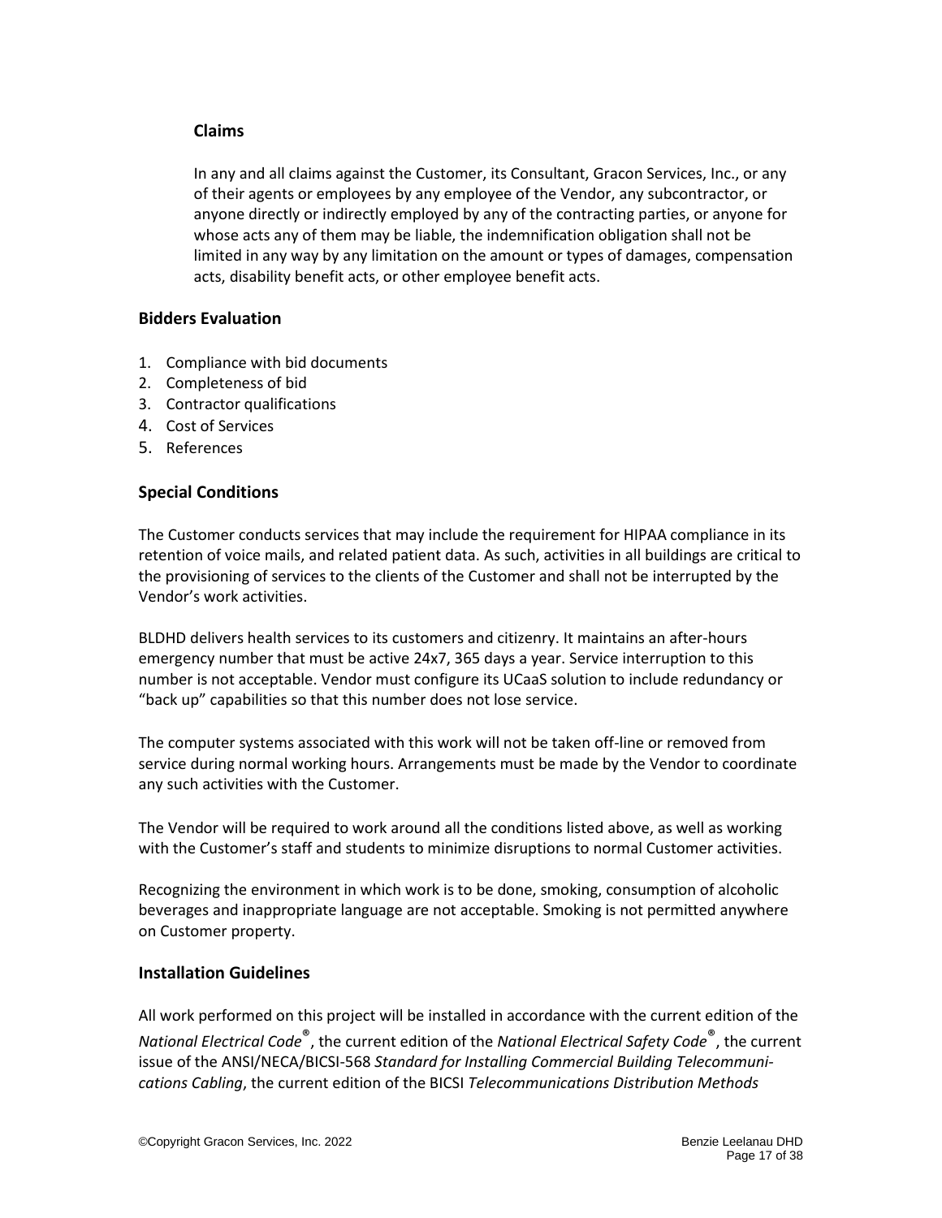### Claims

In any and all claims against the Customer, its Consultant, Gracon Services, Inc., or any of their agents or employees by any employee of the Vendor, any subcontractor, or anyone directly or indirectly employed by any of the contracting parties, or anyone for whose acts any of them may be liable, the indemnification obligation shall not be limited in any way by any limitation on the amount or types of damages, compensation acts, disability benefit acts, or other employee benefit acts.

## Bidders Evaluation

1. Compliance with bid documents
2. Completeness of bid
3. Contractor qualifications
4. Cost of Services
5. References

## Special Conditions

The Customer conducts services that may include the requirement for HIPAA compliance in its retention of voice mails, and related patient data. As such, activities in all buildings are critical to the provisioning of services to the clients of the Customer and shall not be interrupted by the Vendor's work activities.

BLDHD delivers health services to its customers and citizenry. It maintains an after-hours emergency number that must be active 24x7, 365 days a year. Service interruption to this number is not acceptable. Vendor must configure its UCaaS solution to include redundancy or "back up" capabilities so that this number does not lose service.

The computer systems associated with this work will not be taken off-line or removed from service during normal working hours. Arrangements must be made by the Vendor to coordinate any such activities with the Customer.

The Vendor will be required to work around all the conditions listed above, as well as working with the Customer's staff and students to minimize disruptions to normal Customer activities.

Recognizing the environment in which work is to be done, smoking, consumption of alcoholic beverages and inappropriate language are not acceptable. Smoking is not permitted anywhere on Customer property.

## Installation Guidelines

All work performed on this project will be installed in accordance with the current edition of the *National Electrical Code®*, the current edition of the *National Electrical Safety Code®*, the current issue of the ANSI/NECA/BICSI-568 *Standard for Installing Commercial Building Telecommunications Cabling*, the current edition of the BICSI *Telecommunications Distribution Methods*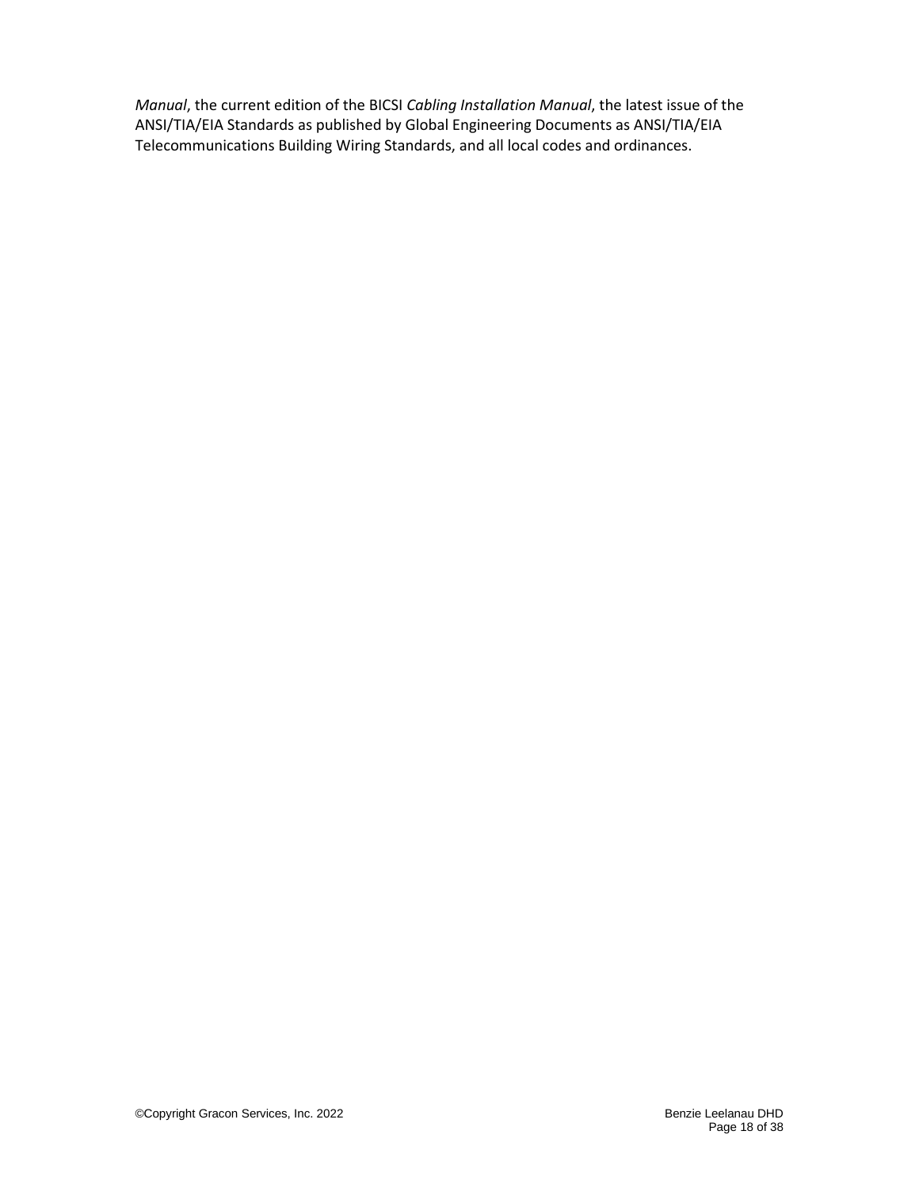*Manual*, the current edition of the BICSI *Cabling Installation Manual*, the latest issue of the ANSI/TIA/EIA Standards as published by Global Engineering Documents as ANSI/TIA/EIA Telecommunications Building Wiring Standards, and all local codes and ordinances.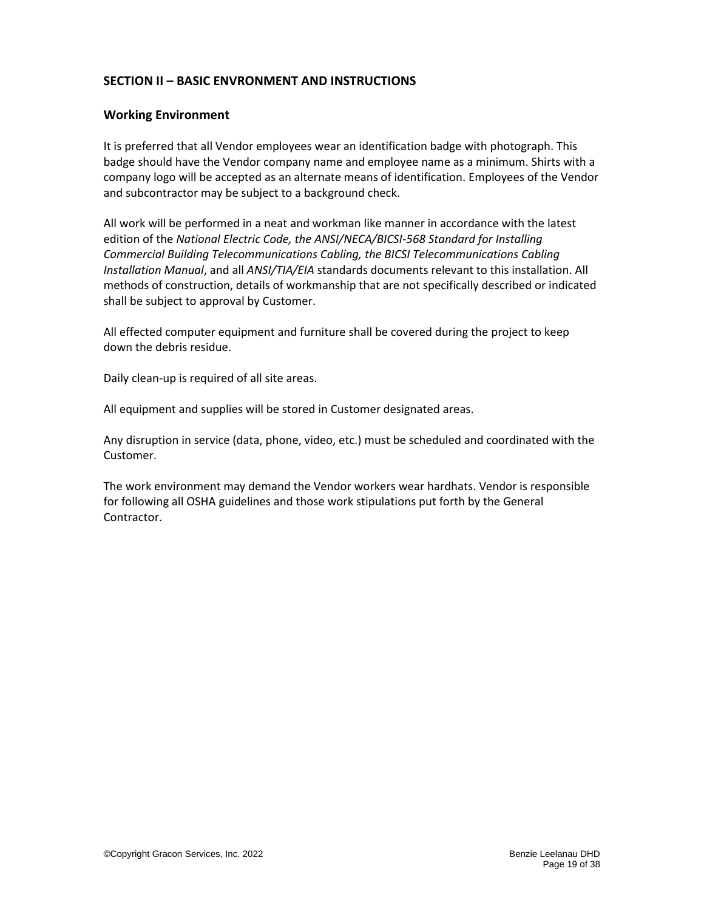## SECTION II – BASIC ENVRONMENT AND INSTRUCTIONS

### Working Environment

It is preferred that all Vendor employees wear an identification badge with photograph. This badge should have the Vendor company name and employee name as a minimum. Shirts with a company logo will be accepted as an alternate means of identification. Employees of the Vendor and subcontractor may be subject to a background check.

All work will be performed in a neat and workman like manner in accordance with the latest edition of the *National Electric Code, the ANSI/NECA/BICSI-568 Standard for Installing Commercial Building Telecommunications Cabling, the BICSI Telecommunications Cabling Installation Manual*, and all *ANSI/TIA/EIA* standards documents relevant to this installation. All methods of construction, details of workmanship that are not specifically described or indicated shall be subject to approval by Customer.

All effected computer equipment and furniture shall be covered during the project to keep down the debris residue.

Daily clean-up is required of all site areas.

All equipment and supplies will be stored in Customer designated areas.

Any disruption in service (data, phone, video, etc.) must be scheduled and coordinated with the Customer.

The work environment may demand the Vendor workers wear hardhats. Vendor is responsible for following all OSHA guidelines and those work stipulations put forth by the General Contractor.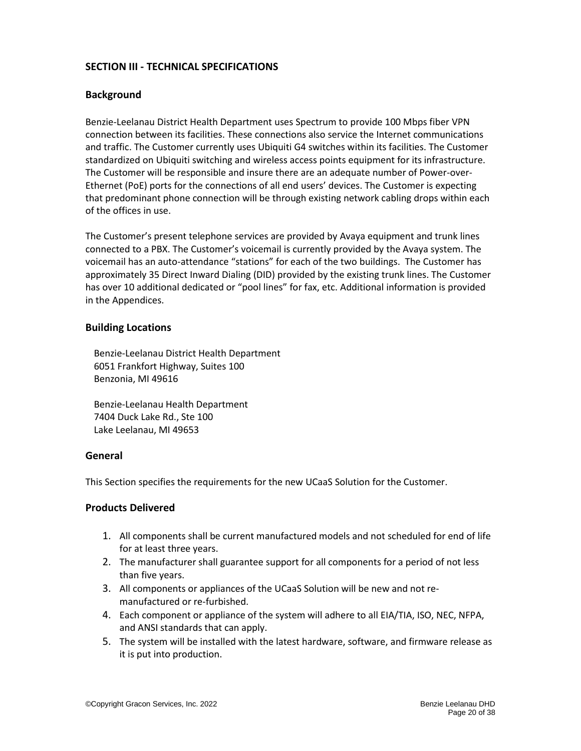## SECTION III - TECHNICAL SPECIFICATIONS

### Background

Benzie-Leelanau District Health Department uses Spectrum to provide 100 Mbps fiber VPN connection between its facilities. These connections also service the Internet communications and traffic. The Customer currently uses Ubiquiti G4 switches within its facilities. The Customer standardized on Ubiquiti switching and wireless access points equipment for its infrastructure. The Customer will be responsible and insure there are an adequate number of Power-over-Ethernet (PoE) ports for the connections of all end users' devices. The Customer is expecting that predominant phone connection will be through existing network cabling drops within each of the offices in use.

The Customer's present telephone services are provided by Avaya equipment and trunk lines connected to a PBX. The Customer's voicemail is currently provided by the Avaya system. The voicemail has an auto-attendance "stations" for each of the two buildings. The Customer has approximately 35 Direct Inward Dialing (DID) provided by the existing trunk lines. The Customer has over 10 additional dedicated or "pool lines" for fax, etc. Additional information is provided in the Appendices.

### Building Locations

Benzie-Leelanau District Health Department
6051 Frankfort Highway, Suites 100
Benzonia, MI 49616

Benzie-Leelanau Health Department
7404 Duck Lake Rd., Ste 100
Lake Leelanau, MI 49653

### General

This Section specifies the requirements for the new UCaaS Solution for the Customer.

### Products Delivered

1. All components shall be current manufactured models and not scheduled for end of life for at least three years.
2. The manufacturer shall guarantee support for all components for a period of not less than five years.
3. All components or appliances of the UCaaS Solution will be new and not re-manufactured or re-furbished.
4. Each component or appliance of the system will adhere to all EIA/TIA, ISO, NEC, NFPA, and ANSI standards that can apply.
5. The system will be installed with the latest hardware, software, and firmware release as it is put into production.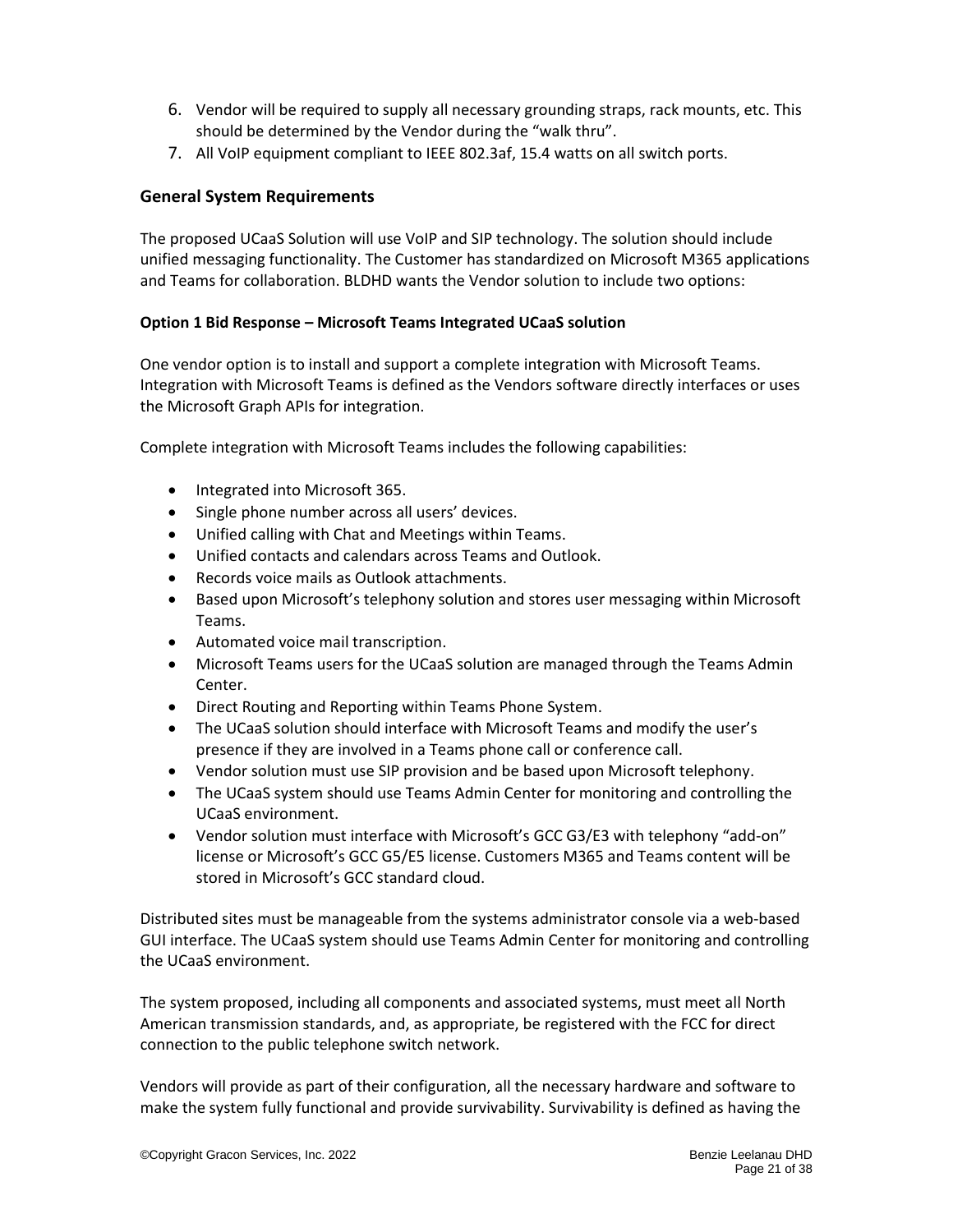6. Vendor will be required to supply all necessary grounding straps, rack mounts, etc. This should be determined by the Vendor during the "walk thru".
7. All VoIP equipment compliant to IEEE 802.3af, 15.4 watts on all switch ports.

## General System Requirements

The proposed UCaaS Solution will use VoIP and SIP technology. The solution should include unified messaging functionality. The Customer has standardized on Microsoft M365 applications and Teams for collaboration. BLDHD wants the Vendor solution to include two options:

**Option 1 Bid Response – Microsoft Teams Integrated UCaaS solution**

One vendor option is to install and support a complete integration with Microsoft Teams. Integration with Microsoft Teams is defined as the Vendors software directly interfaces or uses the Microsoft Graph APIs for integration.

Complete integration with Microsoft Teams includes the following capabilities:

- Integrated into Microsoft 365.
- Single phone number across all users' devices.
- Unified calling with Chat and Meetings within Teams.
- Unified contacts and calendars across Teams and Outlook.
- Records voice mails as Outlook attachments.
- Based upon Microsoft's telephony solution and stores user messaging within Microsoft Teams.
- Automated voice mail transcription.
- Microsoft Teams users for the UCaaS solution are managed through the Teams Admin Center.
- Direct Routing and Reporting within Teams Phone System.
- The UCaaS solution should interface with Microsoft Teams and modify the user's presence if they are involved in a Teams phone call or conference call.
- Vendor solution must use SIP provision and be based upon Microsoft telephony.
- The UCaaS system should use Teams Admin Center for monitoring and controlling the UCaaS environment.
- Vendor solution must interface with Microsoft's GCC G3/E3 with telephony "add-on" license or Microsoft's GCC G5/E5 license. Customers M365 and Teams content will be stored in Microsoft's GCC standard cloud.

Distributed sites must be manageable from the systems administrator console via a web-based GUI interface. The UCaaS system should use Teams Admin Center for monitoring and controlling the UCaaS environment.

The system proposed, including all components and associated systems, must meet all North American transmission standards, and, as appropriate, be registered with the FCC for direct connection to the public telephone switch network.

Vendors will provide as part of their configuration, all the necessary hardware and software to make the system fully functional and provide survivability. Survivability is defined as having the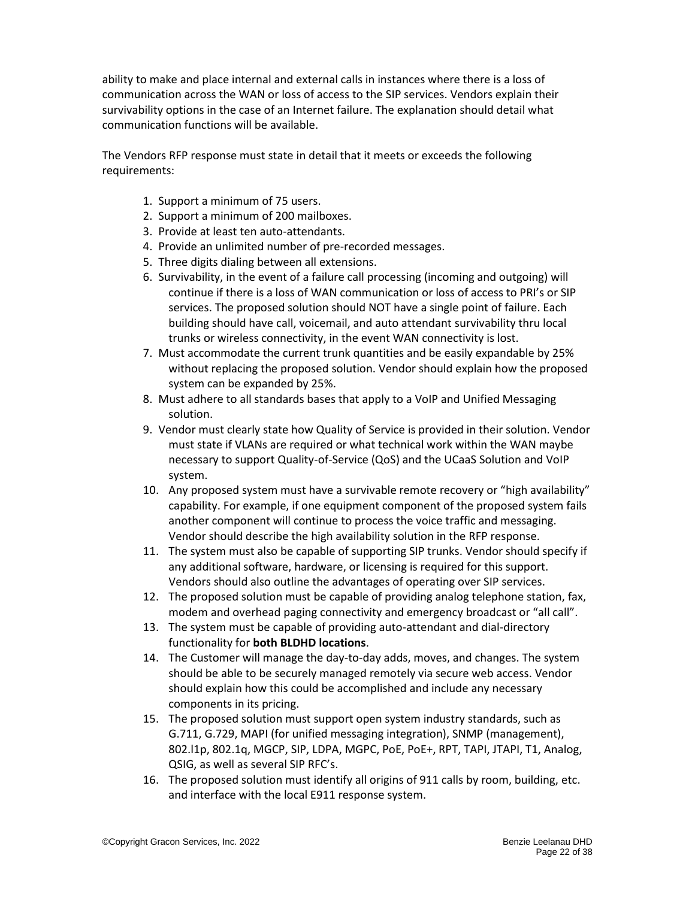ability to make and place internal and external calls in instances where there is a loss of communication across the WAN or loss of access to the SIP services. Vendors explain their survivability options in the case of an Internet failure. The explanation should detail what communication functions will be available.

The Vendors RFP response must state in detail that it meets or exceeds the following requirements:

1. Support a minimum of 75 users.
2. Support a minimum of 200 mailboxes.
3. Provide at least ten auto-attendants.
4. Provide an unlimited number of pre-recorded messages.
5. Three digits dialing between all extensions.
6. Survivability, in the event of a failure call processing (incoming and outgoing) will continue if there is a loss of WAN communication or loss of access to PRI's or SIP services. The proposed solution should NOT have a single point of failure. Each building should have call, voicemail, and auto attendant survivability thru local trunks or wireless connectivity, in the event WAN connectivity is lost.
7. Must accommodate the current trunk quantities and be easily expandable by 25% without replacing the proposed solution. Vendor should explain how the proposed system can be expanded by 25%.
8. Must adhere to all standards bases that apply to a VoIP and Unified Messaging solution.
9. Vendor must clearly state how Quality of Service is provided in their solution. Vendor must state if VLANs are required or what technical work within the WAN maybe necessary to support Quality-of-Service (QoS) and the UCaaS Solution and VoIP system.
10. Any proposed system must have a survivable remote recovery or "high availability" capability. For example, if one equipment component of the proposed system fails another component will continue to process the voice traffic and messaging. Vendor should describe the high availability solution in the RFP response.
11. The system must also be capable of supporting SIP trunks. Vendor should specify if any additional software, hardware, or licensing is required for this support. Vendors should also outline the advantages of operating over SIP services.
12. The proposed solution must be capable of providing analog telephone station, fax, modem and overhead paging connectivity and emergency broadcast or "all call".
13. The system must be capable of providing auto-attendant and dial-directory functionality for **both BLDHD locations**.
14. The Customer will manage the day-to-day adds, moves, and changes. The system should be able to be securely managed remotely via secure web access. Vendor should explain how this could be accomplished and include any necessary components in its pricing.
15. The proposed solution must support open system industry standards, such as G.711, G.729, MAPI (for unified messaging integration), SNMP (management), 802.l1p, 802.1q, MGCP, SIP, LDPA, MGPC, PoE, PoE+, RPT, TAPI, JTAPI, T1, Analog, QSIG, as well as several SIP RFC's.
16. The proposed solution must identify all origins of 911 calls by room, building, etc. and interface with the local E911 response system.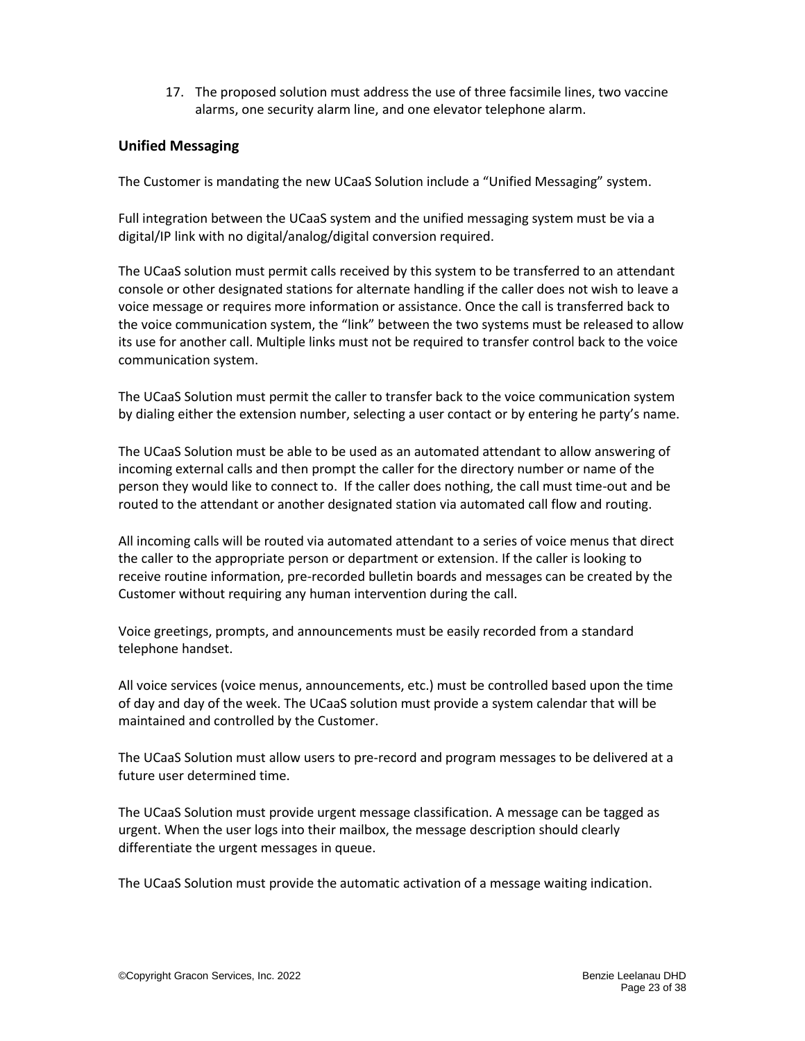17. The proposed solution must address the use of three facsimile lines, two vaccine alarms, one security alarm line, and one elevator telephone alarm.

### Unified Messaging

The Customer is mandating the new UCaaS Solution include a "Unified Messaging" system.

Full integration between the UCaaS system and the unified messaging system must be via a digital/IP link with no digital/analog/digital conversion required.

The UCaaS solution must permit calls received by this system to be transferred to an attendant console or other designated stations for alternate handling if the caller does not wish to leave a voice message or requires more information or assistance. Once the call is transferred back to the voice communication system, the "link" between the two systems must be released to allow its use for another call. Multiple links must not be required to transfer control back to the voice communication system.

The UCaaS Solution must permit the caller to transfer back to the voice communication system by dialing either the extension number, selecting a user contact or by entering he party's name.

The UCaaS Solution must be able to be used as an automated attendant to allow answering of incoming external calls and then prompt the caller for the directory number or name of the person they would like to connect to. If the caller does nothing, the call must time-out and be routed to the attendant or another designated station via automated call flow and routing.

All incoming calls will be routed via automated attendant to a series of voice menus that direct the caller to the appropriate person or department or extension. If the caller is looking to receive routine information, pre-recorded bulletin boards and messages can be created by the Customer without requiring any human intervention during the call.

Voice greetings, prompts, and announcements must be easily recorded from a standard telephone handset.

All voice services (voice menus, announcements, etc.) must be controlled based upon the time of day and day of the week. The UCaaS solution must provide a system calendar that will be maintained and controlled by the Customer.

The UCaaS Solution must allow users to pre-record and program messages to be delivered at a future user determined time.

The UCaaS Solution must provide urgent message classification. A message can be tagged as urgent. When the user logs into their mailbox, the message description should clearly differentiate the urgent messages in queue.

The UCaaS Solution must provide the automatic activation of a message waiting indication.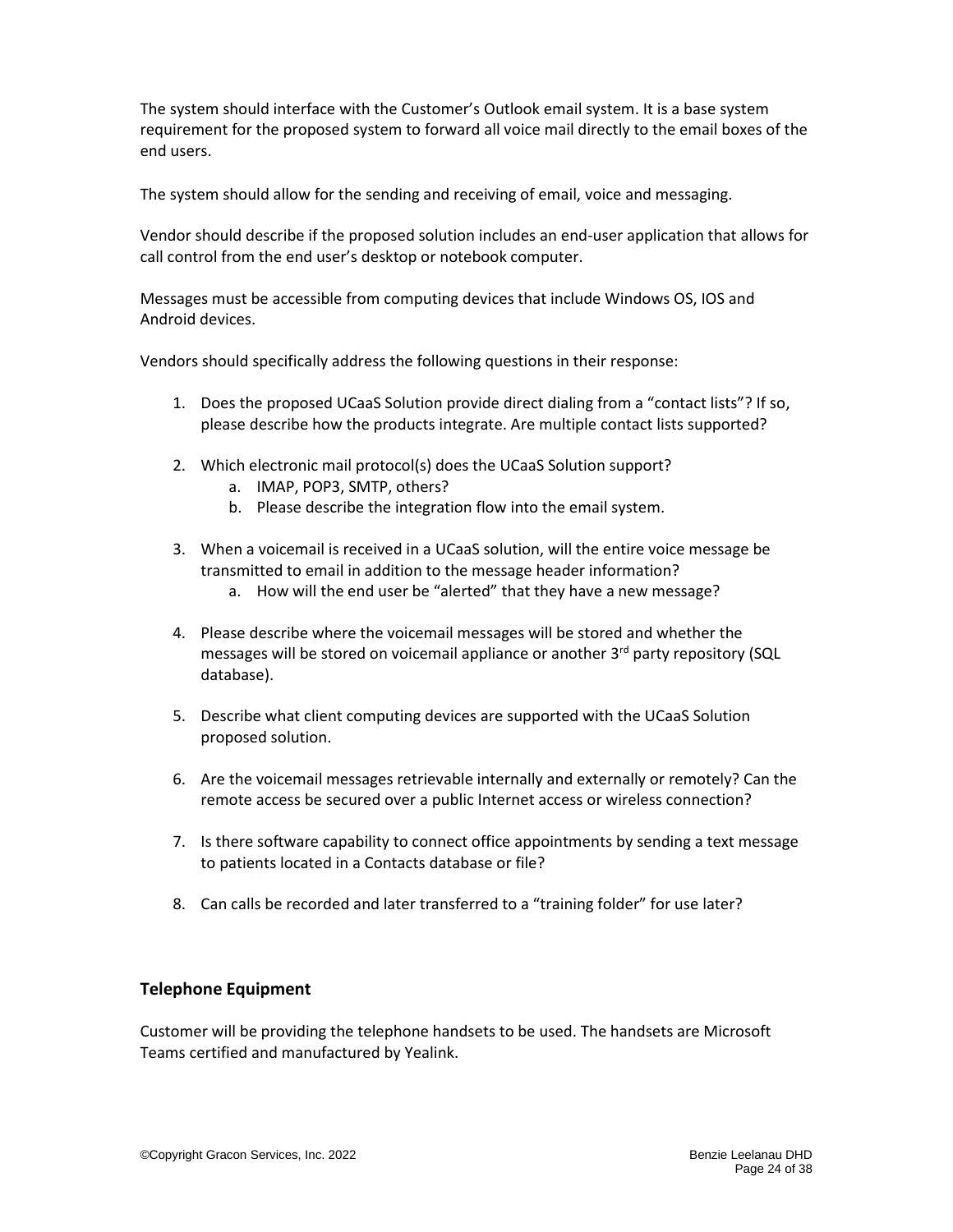The system should interface with the Customer's Outlook email system. It is a base system requirement for the proposed system to forward all voice mail directly to the email boxes of the end users.

The system should allow for the sending and receiving of email, voice and messaging.

Vendor should describe if the proposed solution includes an end-user application that allows for call control from the end user's desktop or notebook computer.

Messages must be accessible from computing devices that include Windows OS, IOS and Android devices.

Vendors should specifically address the following questions in their response:

1. Does the proposed UCaaS Solution provide direct dialing from a "contact lists"? If so, please describe how the products integrate. Are multiple contact lists supported?

2. Which electronic mail protocol(s) does the UCaaS Solution support?
   a. IMAP, POP3, SMTP, others?
   b. Please describe the integration flow into the email system.

3. When a voicemail is received in a UCaaS solution, will the entire voice message be transmitted to email in addition to the message header information?
   a. How will the end user be "alerted" that they have a new message?

4. Please describe where the voicemail messages will be stored and whether the messages will be stored on voicemail appliance or another 3rd party repository (SQL database).

5. Describe what client computing devices are supported with the UCaaS Solution proposed solution.

6. Are the voicemail messages retrievable internally and externally or remotely? Can the remote access be secured over a public Internet access or wireless connection?

7. Is there software capability to connect office appointments by sending a text message to patients located in a Contacts database or file?

8. Can calls be recorded and later transferred to a "training folder" for use later?

## Telephone Equipment

Customer will be providing the telephone handsets to be used. The handsets are Microsoft Teams certified and manufactured by Yealink.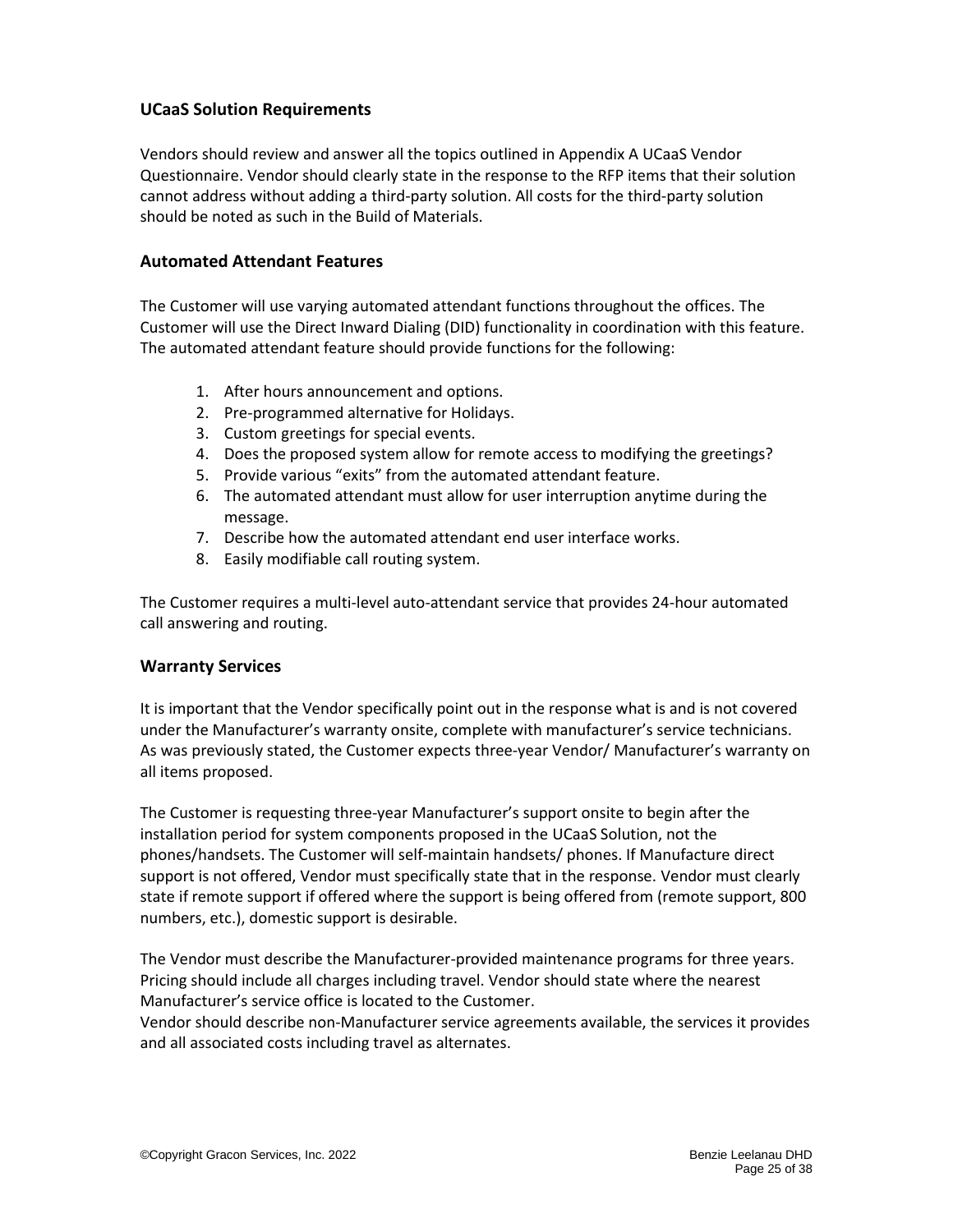## UCaaS Solution Requirements

Vendors should review and answer all the topics outlined in Appendix A UCaaS Vendor Questionnaire. Vendor should clearly state in the response to the RFP items that their solution cannot address without adding a third-party solution. All costs for the third-party solution should be noted as such in the Build of Materials.

## Automated Attendant Features

The Customer will use varying automated attendant functions throughout the offices. The Customer will use the Direct Inward Dialing (DID) functionality in coordination with this feature. The automated attendant feature should provide functions for the following:

1. After hours announcement and options.
2. Pre-programmed alternative for Holidays.
3. Custom greetings for special events.
4. Does the proposed system allow for remote access to modifying the greetings?
5. Provide various "exits" from the automated attendant feature.
6. The automated attendant must allow for user interruption anytime during the message.
7. Describe how the automated attendant end user interface works.
8. Easily modifiable call routing system.

The Customer requires a multi-level auto-attendant service that provides 24-hour automated call answering and routing.

## Warranty Services

It is important that the Vendor specifically point out in the response what is and is not covered under the Manufacturer's warranty onsite, complete with manufacturer's service technicians. As was previously stated, the Customer expects three-year Vendor/ Manufacturer's warranty on all items proposed.

The Customer is requesting three-year Manufacturer's support onsite to begin after the installation period for system components proposed in the UCaaS Solution, not the phones/handsets. The Customer will self-maintain handsets/ phones. If Manufacture direct support is not offered, Vendor must specifically state that in the response. Vendor must clearly state if remote support if offered where the support is being offered from (remote support, 800 numbers, etc.), domestic support is desirable.

The Vendor must describe the Manufacturer-provided maintenance programs for three years. Pricing should include all charges including travel. Vendor should state where the nearest Manufacturer's service office is located to the Customer.
Vendor should describe non-Manufacturer service agreements available, the services it provides and all associated costs including travel as alternates.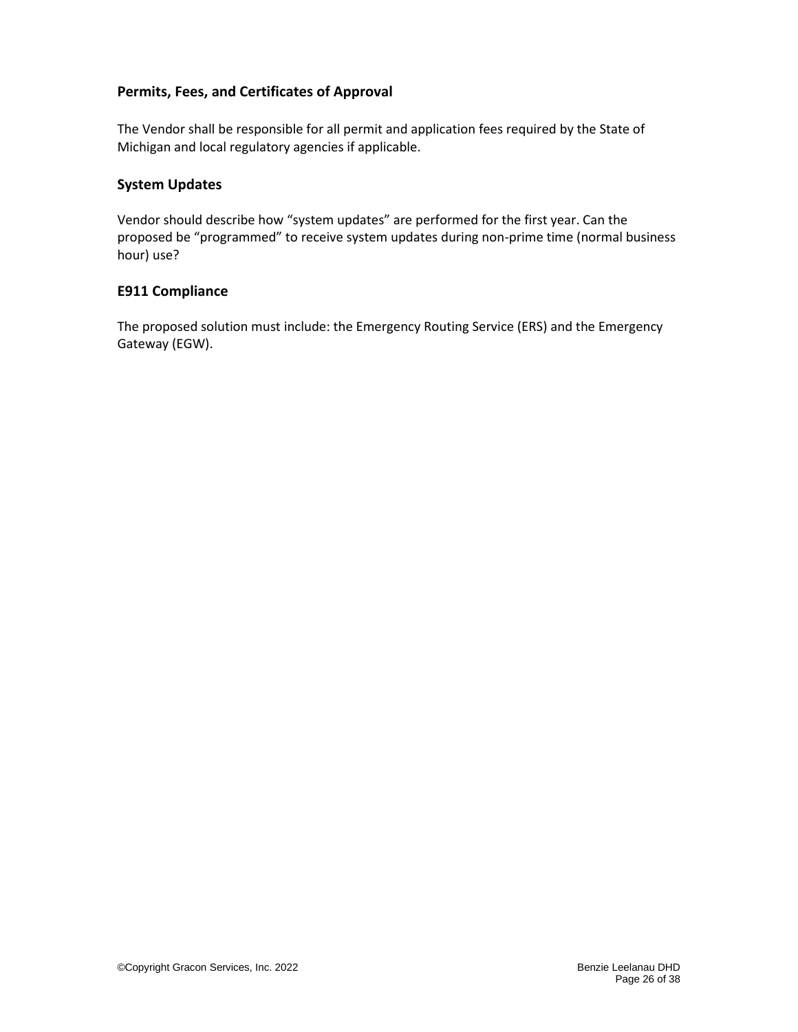### Permits, Fees, and Certificates of Approval

The Vendor shall be responsible for all permit and application fees required by the State of Michigan and local regulatory agencies if applicable.

### System Updates

Vendor should describe how "system updates" are performed for the first year. Can the proposed be "programmed" to receive system updates during non-prime time (normal business hour) use?

### E911 Compliance

The proposed solution must include: the Emergency Routing Service (ERS) and the Emergency Gateway (EGW).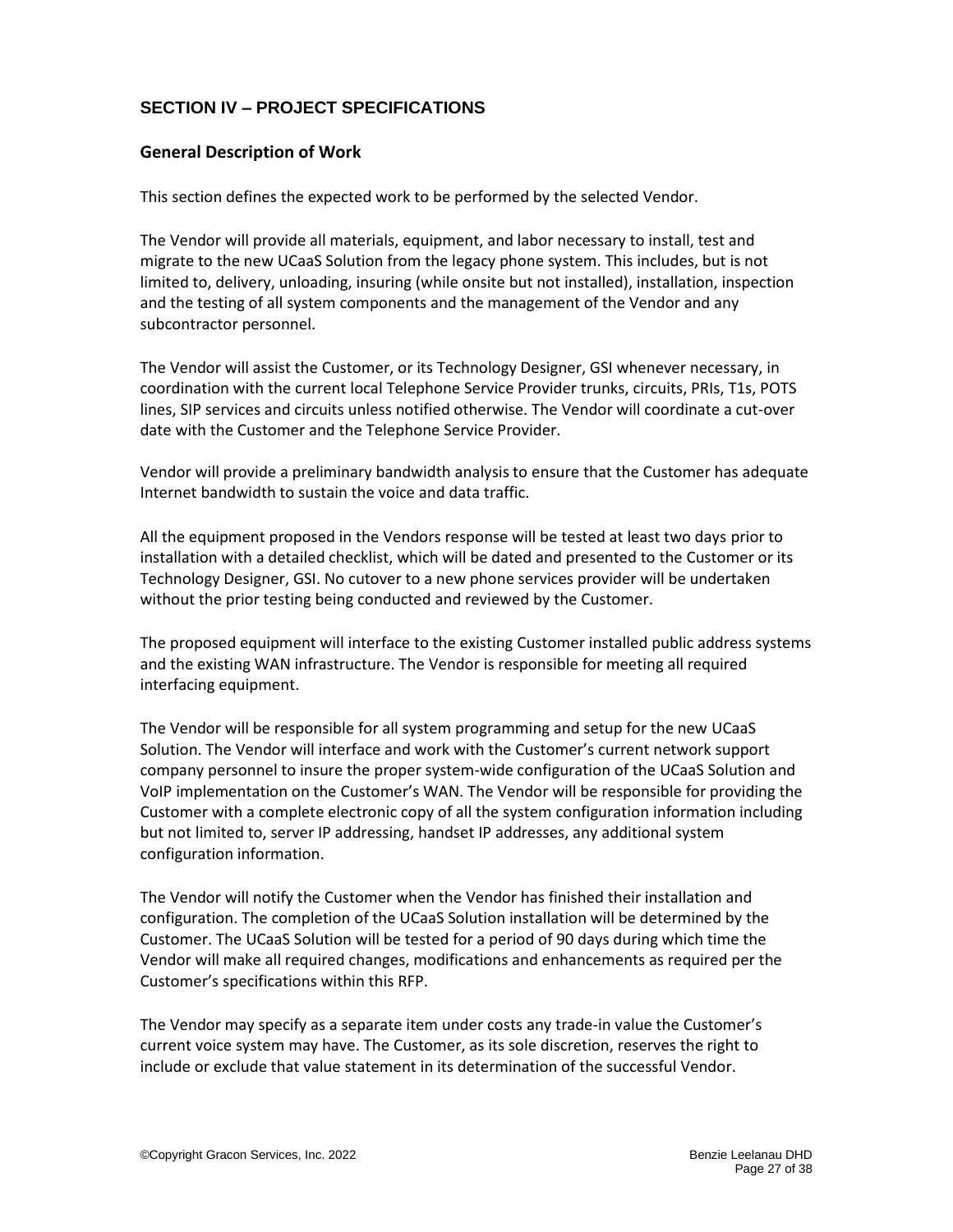## SECTION IV – PROJECT SPECIFICATIONS

### General Description of Work

This section defines the expected work to be performed by the selected Vendor.

The Vendor will provide all materials, equipment, and labor necessary to install, test and migrate to the new UCaaS Solution from the legacy phone system. This includes, but is not limited to, delivery, unloading, insuring (while onsite but not installed), installation, inspection and the testing of all system components and the management of the Vendor and any subcontractor personnel.

The Vendor will assist the Customer, or its Technology Designer, GSI whenever necessary, in coordination with the current local Telephone Service Provider trunks, circuits, PRIs, T1s, POTS lines, SIP services and circuits unless notified otherwise. The Vendor will coordinate a cut-over date with the Customer and the Telephone Service Provider.

Vendor will provide a preliminary bandwidth analysis to ensure that the Customer has adequate Internet bandwidth to sustain the voice and data traffic.

All the equipment proposed in the Vendors response will be tested at least two days prior to installation with a detailed checklist, which will be dated and presented to the Customer or its Technology Designer, GSI. No cutover to a new phone services provider will be undertaken without the prior testing being conducted and reviewed by the Customer.

The proposed equipment will interface to the existing Customer installed public address systems and the existing WAN infrastructure. The Vendor is responsible for meeting all required interfacing equipment.

The Vendor will be responsible for all system programming and setup for the new UCaaS Solution. The Vendor will interface and work with the Customer's current network support company personnel to insure the proper system-wide configuration of the UCaaS Solution and VoIP implementation on the Customer's WAN. The Vendor will be responsible for providing the Customer with a complete electronic copy of all the system configuration information including but not limited to, server IP addressing, handset IP addresses, any additional system configuration information.

The Vendor will notify the Customer when the Vendor has finished their installation and configuration. The completion of the UCaaS Solution installation will be determined by the Customer. The UCaaS Solution will be tested for a period of 90 days during which time the Vendor will make all required changes, modifications and enhancements as required per the Customer's specifications within this RFP.

The Vendor may specify as a separate item under costs any trade-in value the Customer's current voice system may have. The Customer, as its sole discretion, reserves the right to include or exclude that value statement in its determination of the successful Vendor.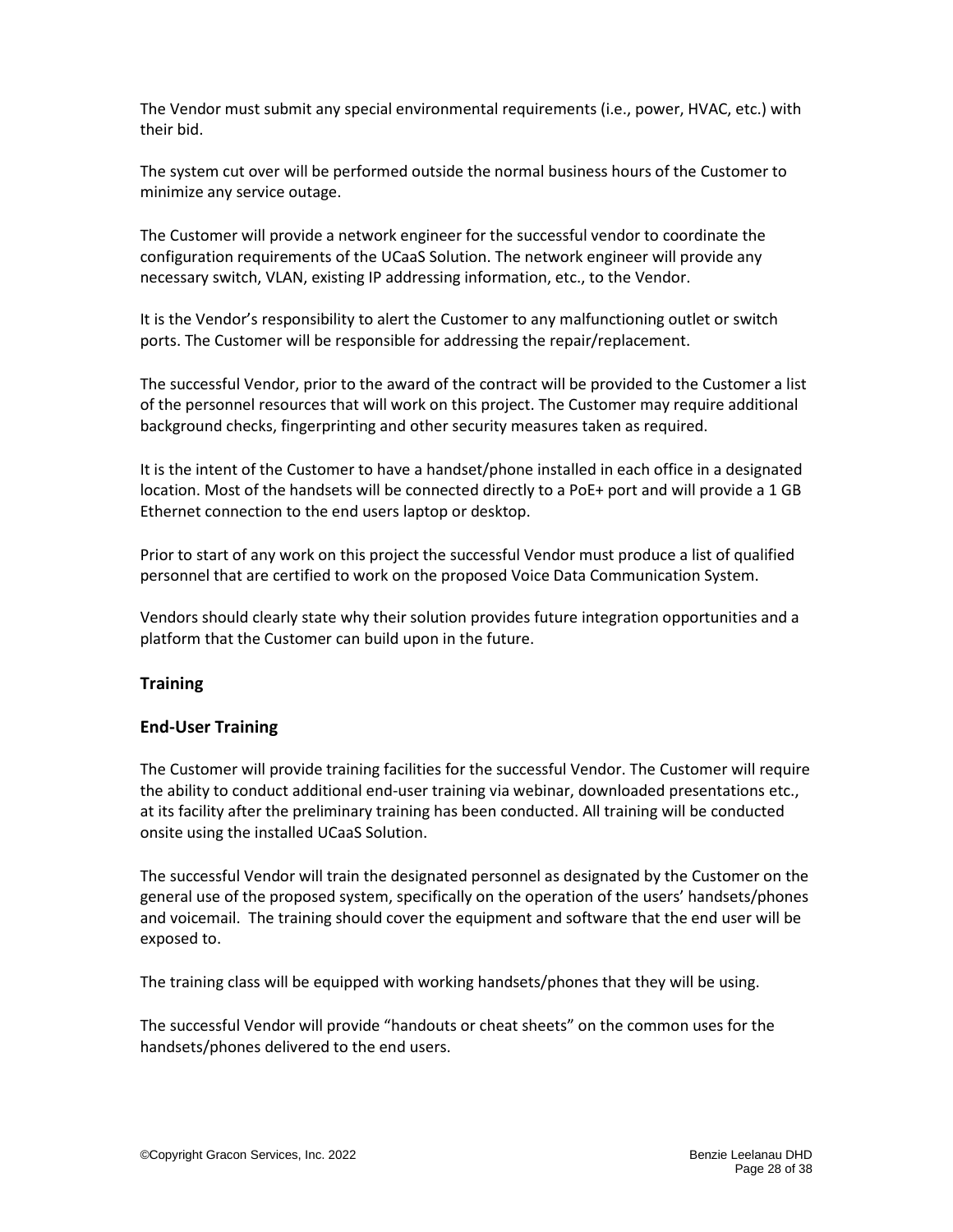The Vendor must submit any special environmental requirements (i.e., power, HVAC, etc.) with their bid.

The system cut over will be performed outside the normal business hours of the Customer to minimize any service outage.

The Customer will provide a network engineer for the successful vendor to coordinate the configuration requirements of the UCaaS Solution. The network engineer will provide any necessary switch, VLAN, existing IP addressing information, etc., to the Vendor.

It is the Vendor's responsibility to alert the Customer to any malfunctioning outlet or switch ports. The Customer will be responsible for addressing the repair/replacement.

The successful Vendor, prior to the award of the contract will be provided to the Customer a list of the personnel resources that will work on this project. The Customer may require additional background checks, fingerprinting and other security measures taken as required.

It is the intent of the Customer to have a handset/phone installed in each office in a designated location. Most of the handsets will be connected directly to a PoE+ port and will provide a 1 GB Ethernet connection to the end users laptop or desktop.

Prior to start of any work on this project the successful Vendor must produce a list of qualified personnel that are certified to work on the proposed Voice Data Communication System.

Vendors should clearly state why their solution provides future integration opportunities and a platform that the Customer can build upon in the future.

## Training

### End-User Training

The Customer will provide training facilities for the successful Vendor. The Customer will require the ability to conduct additional end-user training via webinar, downloaded presentations etc., at its facility after the preliminary training has been conducted. All training will be conducted onsite using the installed UCaaS Solution.

The successful Vendor will train the designated personnel as designated by the Customer on the general use of the proposed system, specifically on the operation of the users' handsets/phones and voicemail. The training should cover the equipment and software that the end user will be exposed to.

The training class will be equipped with working handsets/phones that they will be using.

The successful Vendor will provide "handouts or cheat sheets" on the common uses for the handsets/phones delivered to the end users.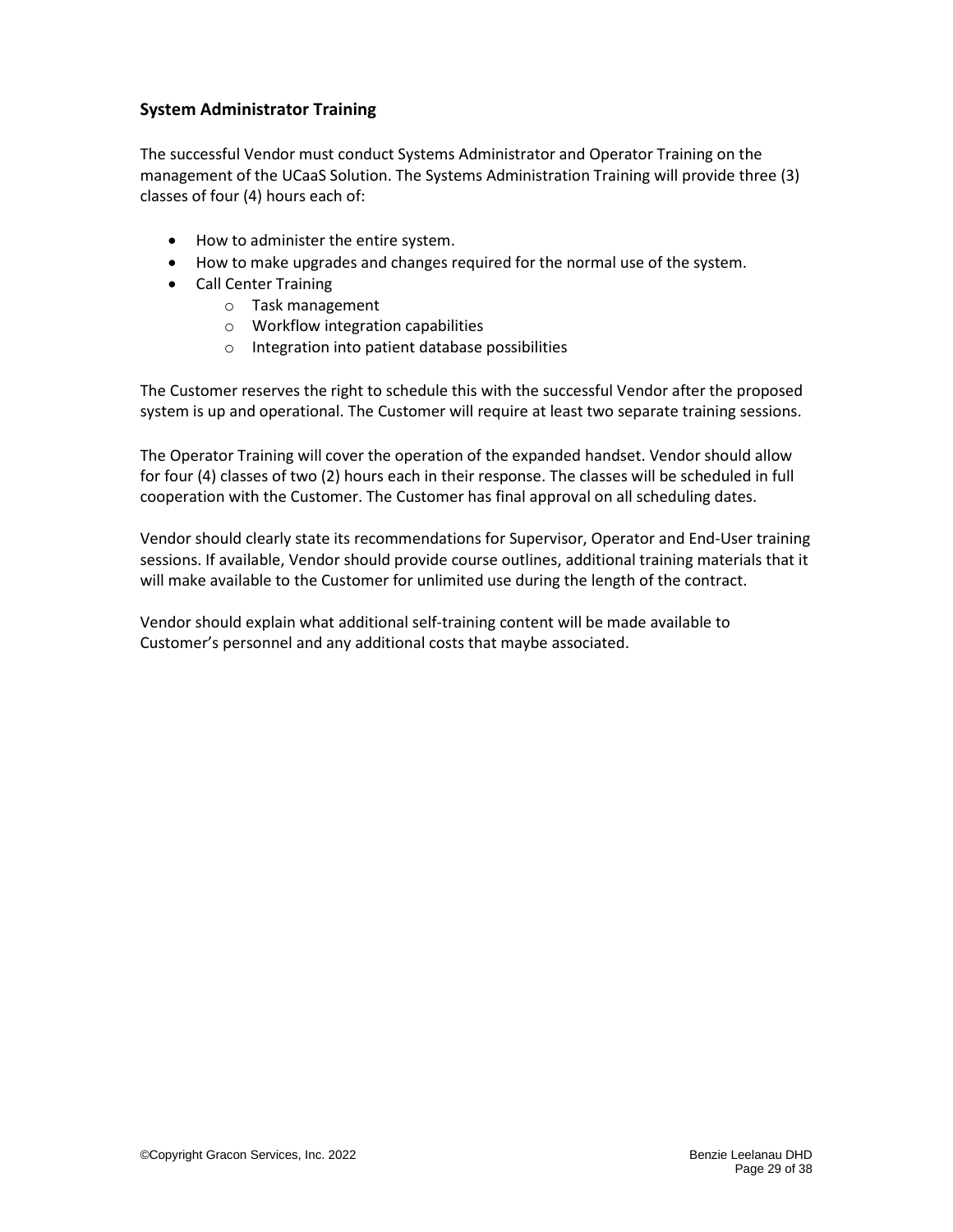### System Administrator Training

The successful Vendor must conduct Systems Administrator and Operator Training on the management of the UCaaS Solution. The Systems Administration Training will provide three (3) classes of four (4) hours each of:

- How to administer the entire system.
- How to make upgrades and changes required for the normal use of the system.
- Call Center Training
    - Task management
    - Workflow integration capabilities
    - Integration into patient database possibilities

The Customer reserves the right to schedule this with the successful Vendor after the proposed system is up and operational. The Customer will require at least two separate training sessions.

The Operator Training will cover the operation of the expanded handset. Vendor should allow for four (4) classes of two (2) hours each in their response. The classes will be scheduled in full cooperation with the Customer. The Customer has final approval on all scheduling dates.

Vendor should clearly state its recommendations for Supervisor, Operator and End-User training sessions. If available, Vendor should provide course outlines, additional training materials that it will make available to the Customer for unlimited use during the length of the contract.

Vendor should explain what additional self-training content will be made available to Customer's personnel and any additional costs that maybe associated.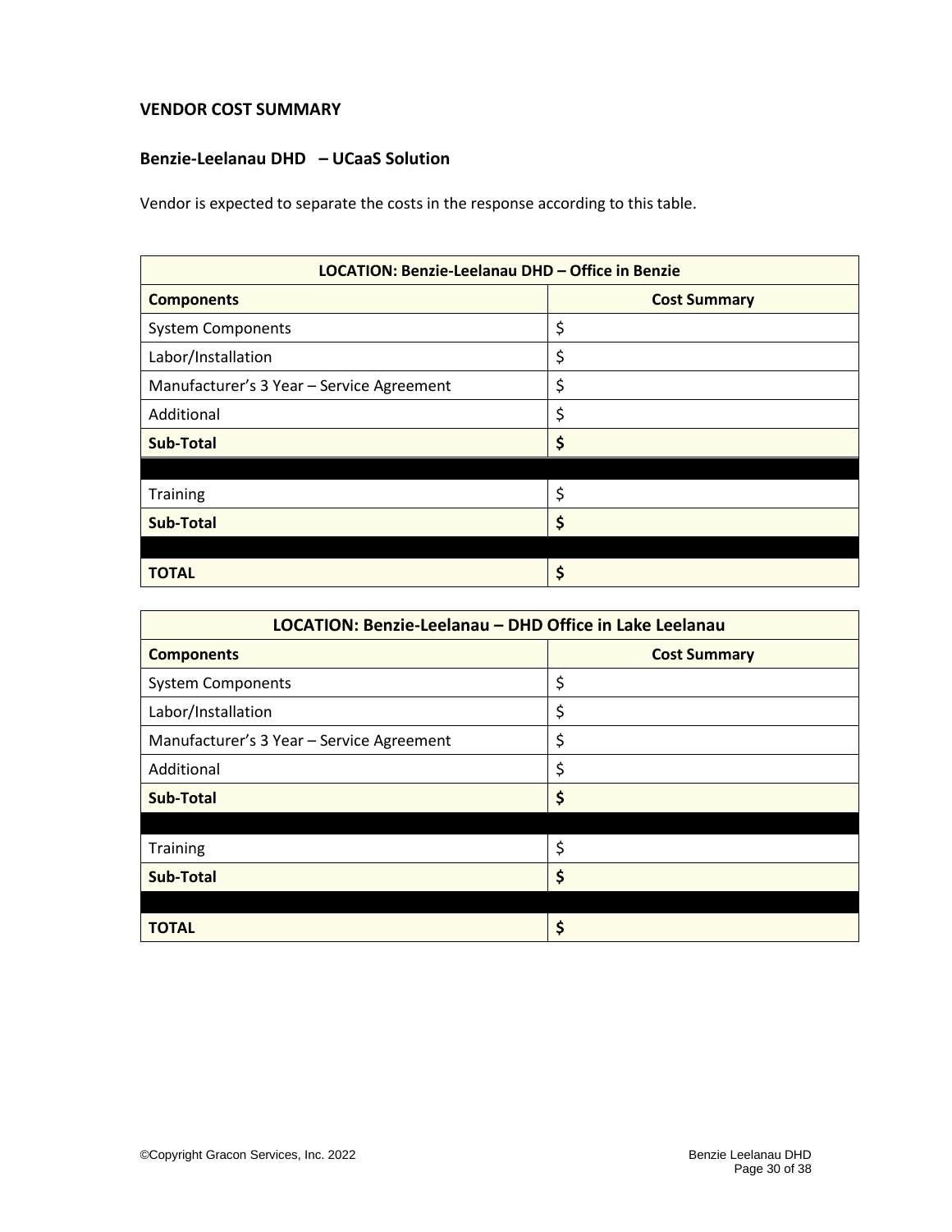### VENDOR COST SUMMARY

### Benzie-Leelanau DHD – UCaaS Solution

Vendor is expected to separate the costs in the response according to this table.

| LOCATION: Benzie-Leelanau DHD – Office in Benzie | |
|---|---|
| **Components** | **Cost Summary** |
| System Components | $ |
| Labor/Installation | $ |
| Manufacturer's 3 Year – Service Agreement | $ |
| Additional | $ |
| **Sub-Total** | **$** |
| | |
| Training | $ |
| **Sub-Total** | **$** |
| | |
| **TOTAL** | **$** |

| LOCATION: Benzie-Leelanau – DHD Office in Lake Leelanau | |
|---|---|
| **Components** | **Cost Summary** |
| System Components | $ |
| Labor/Installation | $ |
| Manufacturer's 3 Year – Service Agreement | $ |
| Additional | $ |
| **Sub-Total** | **$** |
| | |
| Training | $ |
| **Sub-Total** | **$** |
| | |
| **TOTAL** | **$** |

©Copyright Gracon Services, Inc. 2022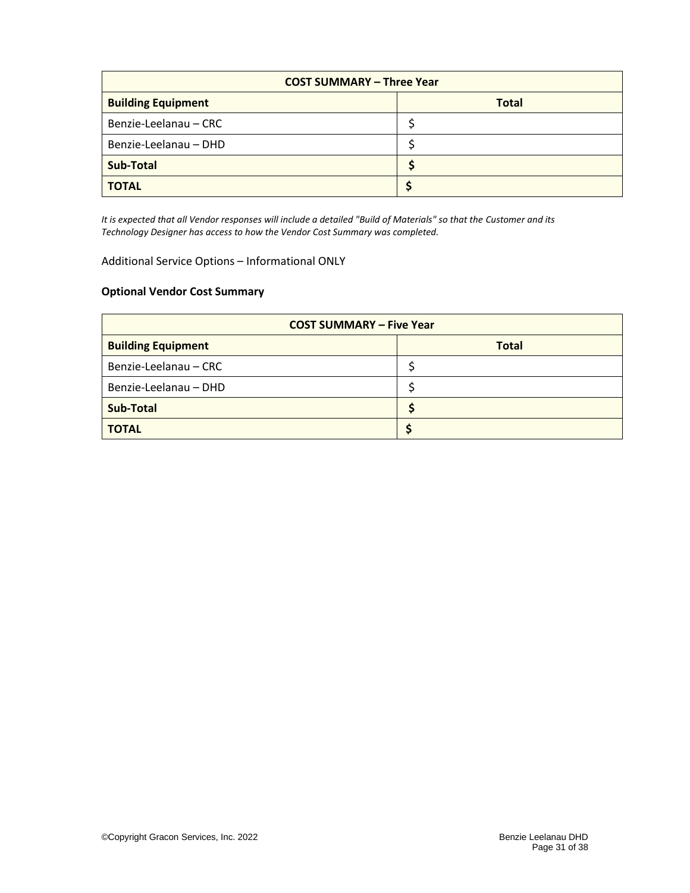| COST SUMMARY – Three Year | |
|---|---|
| **Building Equipment** | **Total** |
| Benzie-Leelanau – CRC | $ |
| Benzie-Leelanau – DHD | $ |
| **Sub-Total** | **$** |
| **TOTAL** | **$** |

*It is expected that all Vendor responses will include a detailed "Build of Materials" so that the Customer and its Technology Designer has access to how the Vendor Cost Summary was completed.*

Additional Service Options – Informational ONLY

**Optional Vendor Cost Summary**

| COST SUMMARY – Five Year | |
|---|---|
| **Building Equipment** | **Total** |
| Benzie-Leelanau – CRC | $ |
| Benzie-Leelanau – DHD | $ |
| **Sub-Total** | **$** |
| **TOTAL** | **$** |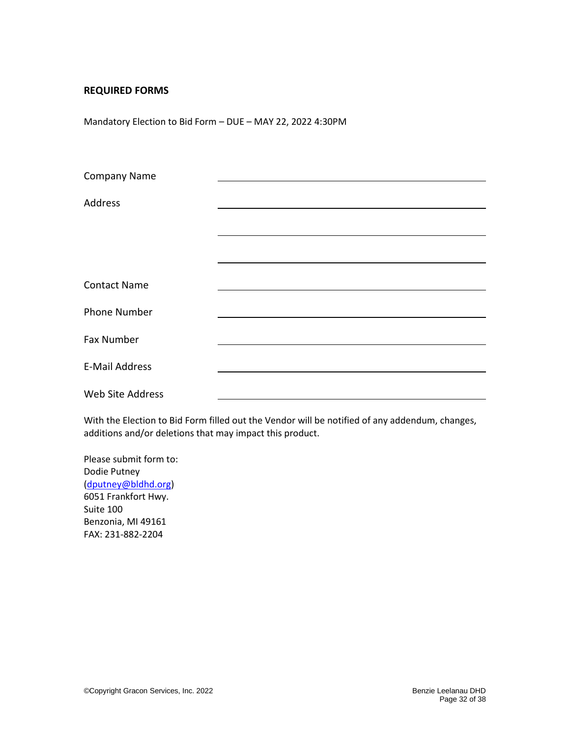**REQUIRED FORMS**

Mandatory Election to Bid Form – DUE – MAY 22, 2022 4:30PM

| | |
|---|---|
| Company Name | |
| Address | |
| | |
| | |
| Contact Name | |
| Phone Number | |
| Fax Number | |
| E-Mail Address | |
| Web Site Address | |

With the Election to Bid Form filled out the Vendor will be notified of any addendum, changes, additions and/or deletions that may impact this product.

Please submit form to:
Dodie Putney
(dputney@bldhd.org)
6051 Frankfort Hwy.
Suite 100
Benzonia, MI 49161
FAX: 231-882-2204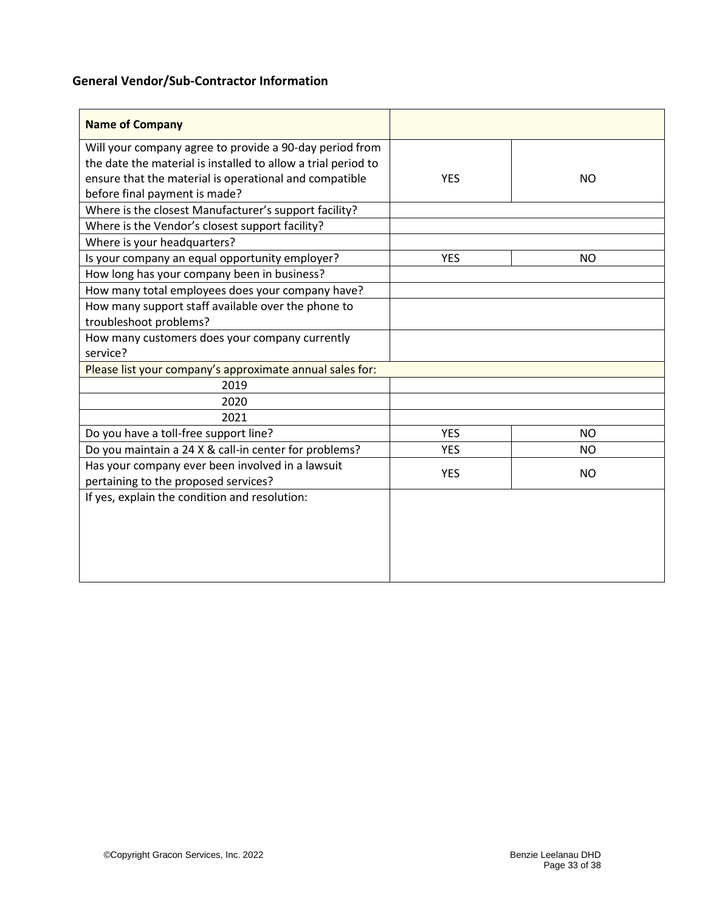### General Vendor/Sub-Contractor Information

| **Name of Company** | | |
|---|---|---|
| Will your company agree to provide a 90-day period from the date the material is installed to allow a trial period to ensure that the material is operational and compatible before final payment is made? | YES | NO |
| Where is the closest Manufacturer's support facility? | | |
| Where is the Vendor's closest support facility? | | |
| Where is your headquarters? | | |
| Is your company an equal opportunity employer? | YES | NO |
| How long has your company been in business? | | |
| How many total employees does your company have? | | |
| How many support staff available over the phone to troubleshoot problems? | | |
| How many customers does your company currently service? | | |
| Please list your company's approximate annual sales for: | | |
| 2019 | | |
| 2020 | | |
| 2021 | | |
| Do you have a toll-free support line? | YES | NO |
| Do you maintain a 24 X & call-in center for problems? | YES | NO |
| Has your company ever been involved in a lawsuit pertaining to the proposed services? | YES | NO |
| If yes, explain the condition and resolution: | | |

©Copyright Gracon Services, Inc. 2022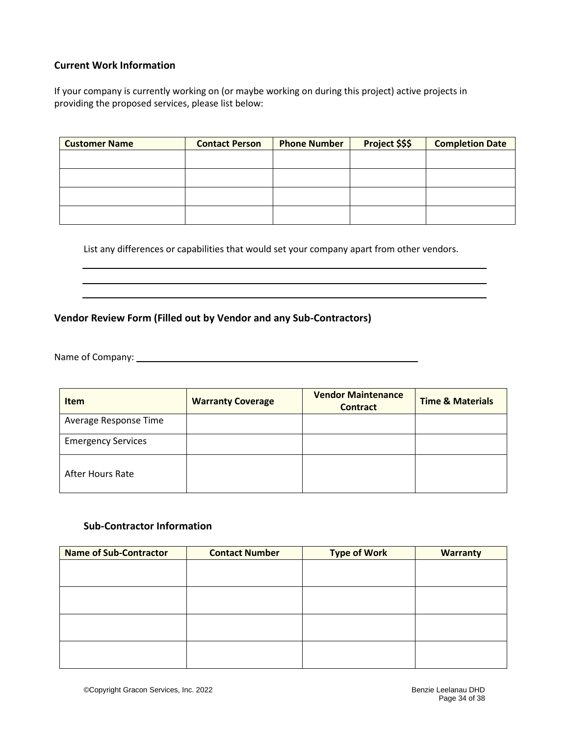### Current Work Information

If your company is currently working on (or maybe working on during this project) active projects in providing the proposed services, please list below:

| Customer Name | Contact Person | Phone Number | Project $$$ | Completion Date |
|---|---|---|---|---|
| | | | | |
| | | | | |
| | | | | |
| | | | | |

List any differences or capabilities that would set your company apart from other vendors.

\_\_\_\_\_\_\_\_\_\_\_\_\_\_\_\_\_\_\_\_\_\_\_\_\_\_\_\_\_\_\_\_\_\_\_\_\_\_\_\_\_\_\_\_\_\_\_\_\_\_\_\_\_\_\_\_\_\_\_\_

\_\_\_\_\_\_\_\_\_\_\_\_\_\_\_\_\_\_\_\_\_\_\_\_\_\_\_\_\_\_\_\_\_\_\_\_\_\_\_\_\_\_\_\_\_\_\_\_\_\_\_\_\_\_\_\_\_\_\_\_

\_\_\_\_\_\_\_\_\_\_\_\_\_\_\_\_\_\_\_\_\_\_\_\_\_\_\_\_\_\_\_\_\_\_\_\_\_\_\_\_\_\_\_\_\_\_\_\_\_\_\_\_\_\_\_\_\_\_\_\_

### Vendor Review Form (Filled out by Vendor and any Sub-Contractors)

Name of Company: \_\_\_\_\_\_\_\_\_\_\_\_\_\_\_\_\_\_\_\_\_\_\_\_\_\_\_\_\_\_\_\_\_\_\_\_\_\_\_\_\_\_\_\_

| Item | Warranty Coverage | Vendor Maintenance Contract | Time & Materials |
|---|---|---|---|
| Average Response Time | | | |
| Emergency Services | | | |
| After Hours Rate | | | |

### Sub-Contractor Information

| Name of Sub-Contractor | Contact Number | Type of Work | Warranty |
|---|---|---|---|
| | | | |
| | | | |
| | | | |
| | | | |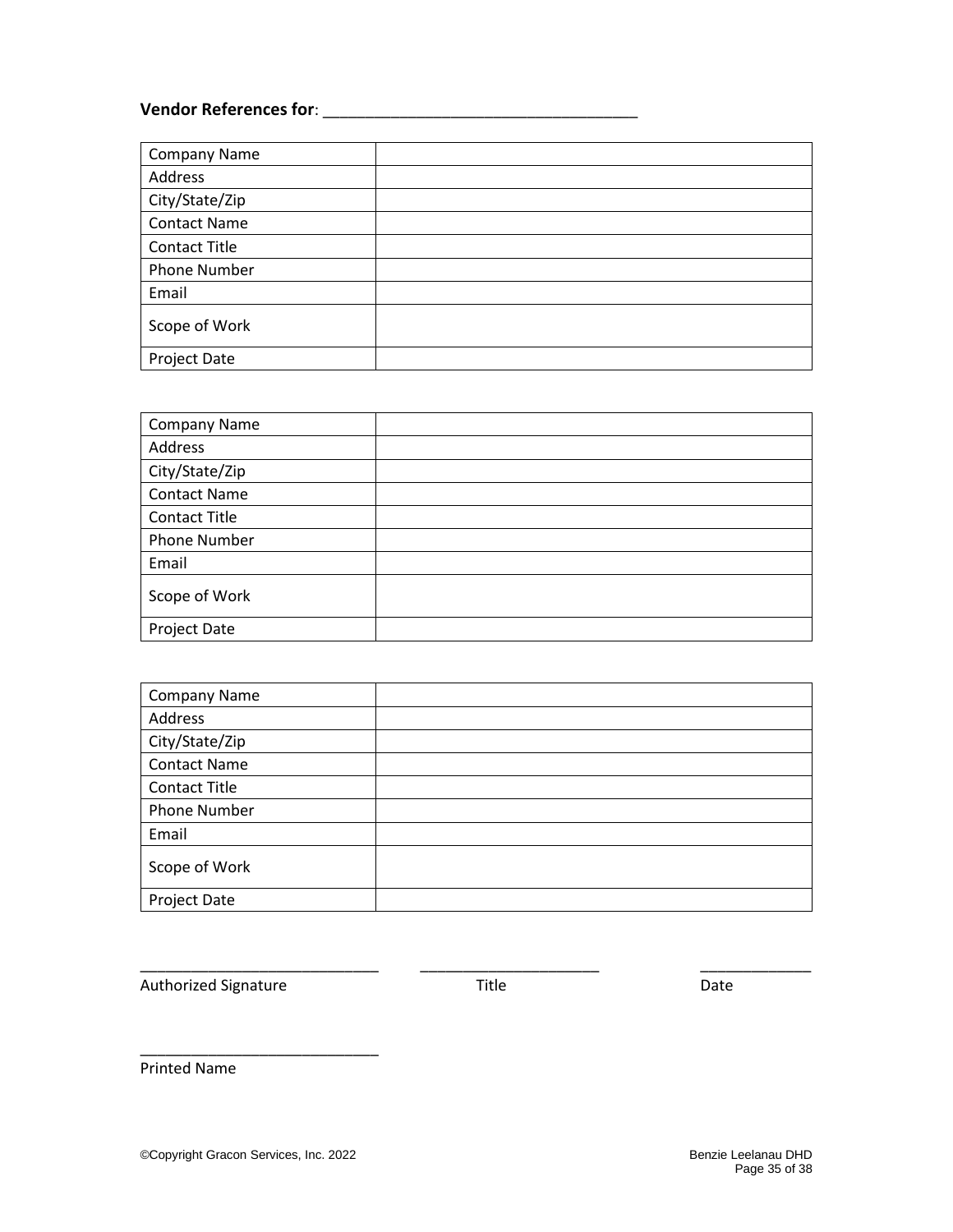**Vendor References for**: ___________________________________

| Company Name | |
|---|---|
| Address | |
| City/State/Zip | |
| Contact Name | |
| Contact Title | |
| Phone Number | |
| Email | |
| Scope of Work | |
| Project Date | |

| Company Name | |
|---|---|
| Address | |
| City/State/Zip | |
| Contact Name | |
| Contact Title | |
| Phone Number | |
| Email | |
| Scope of Work | |
| Project Date | |

| Company Name | |
|---|---|
| Address | |
| City/State/Zip | |
| Contact Name | |
| Contact Title | |
| Phone Number | |
| Email | |
| Scope of Work | |
| Project Date | |

___________________________ ____________________ ____________

Authorized Signature Title Date

___________________________

Printed Name

©Copyright Gracon Services, Inc. 2022 Benzie Leelanau DHD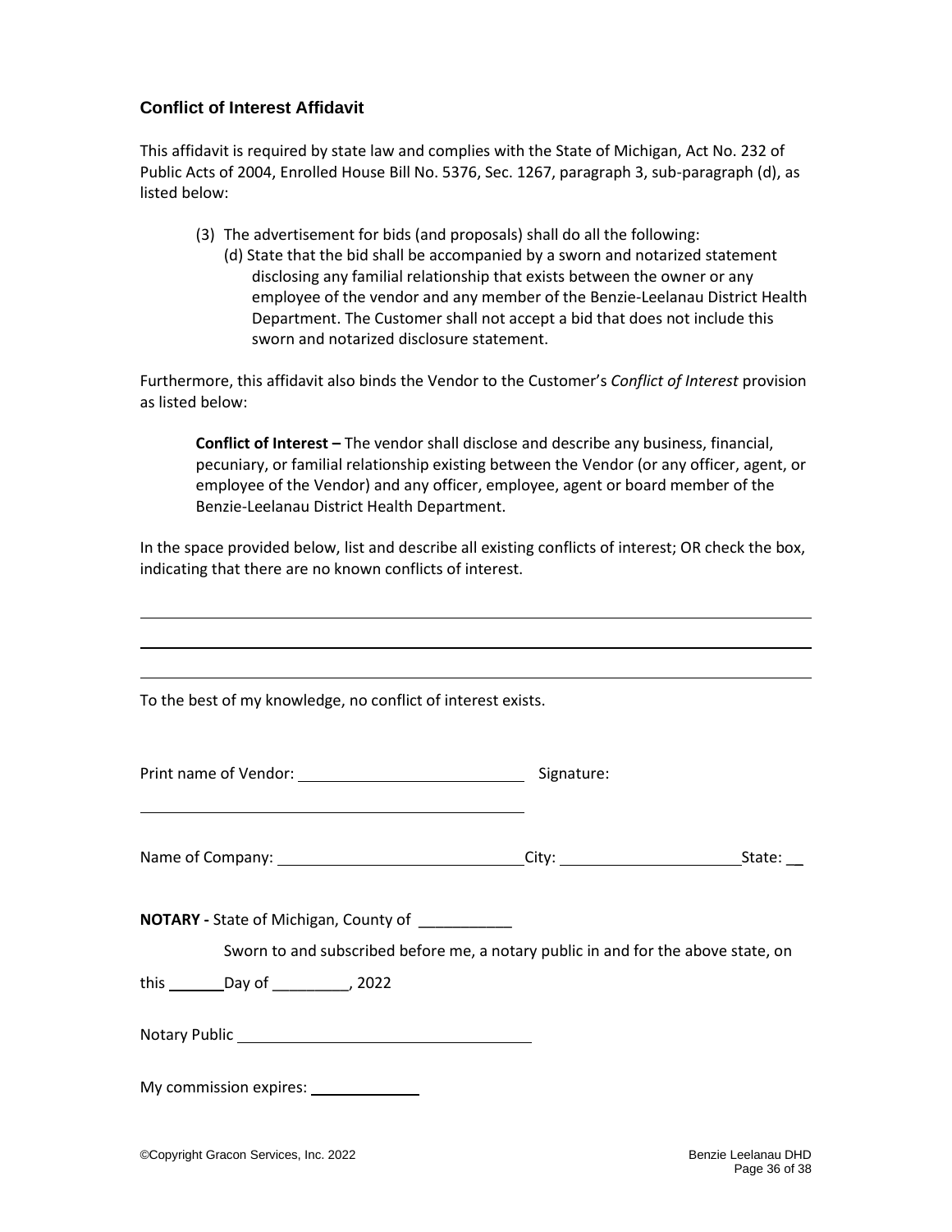### Conflict of Interest Affidavit

This affidavit is required by state law and complies with the State of Michigan, Act No. 232 of Public Acts of 2004, Enrolled House Bill No. 5376, Sec. 1267, paragraph 3, sub-paragraph (d), as listed below:

> (3) The advertisement for bids (and proposals) shall do all the following:
>
> (d) State that the bid shall be accompanied by a sworn and notarized statement disclosing any familial relationship that exists between the owner or any employee of the vendor and any member of the Benzie-Leelanau District Health Department. The Customer shall not accept a bid that does not include this sworn and notarized disclosure statement.

Furthermore, this affidavit also binds the Vendor to the Customer's *Conflict of Interest* provision as listed below:

> **Conflict of Interest –** The vendor shall disclose and describe any business, financial, pecuniary, or familial relationship existing between the Vendor (or any officer, agent, or employee of the Vendor) and any officer, employee, agent or board member of the Benzie-Leelanau District Health Department.

In the space provided below, list and describe all existing conflicts of interest; OR check the box, indicating that there are no known conflicts of interest.

______________________________________________________________________________

______________________________________________________________________________

______________________________________________________________________________

To the best of my knowledge, no conflict of interest exists.

Print name of Vendor: ____________________________ Signature: ____________________________

Name of Company: ______________________________ City: ______________________ State: __

**NOTARY -** State of Michigan, County of ___________

Sworn to and subscribed before me, a notary public in and for the above state, on

this _______ Day of _________, 2022

Notary Public ___________________________________

My commission expires: _____________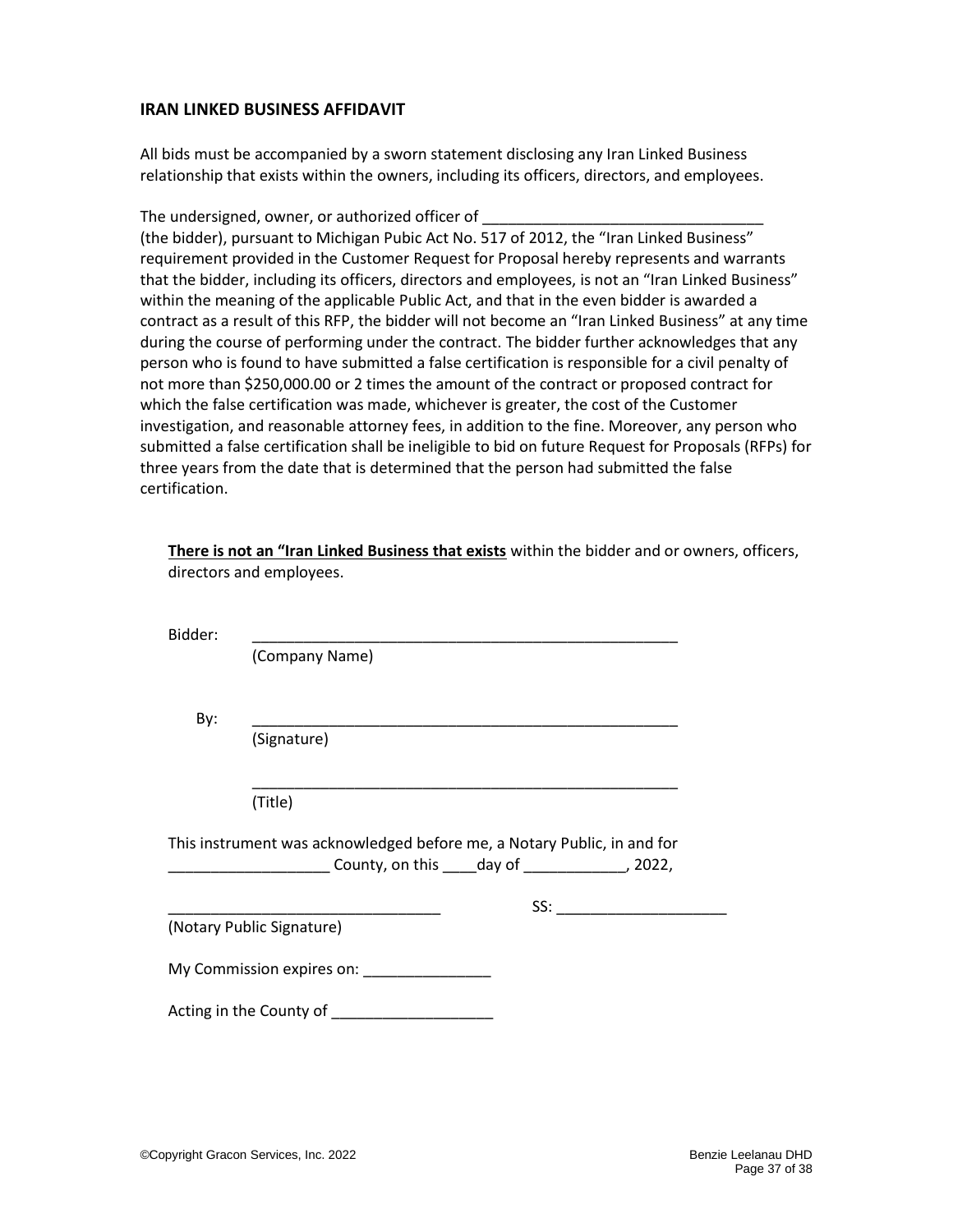### IRAN LINKED BUSINESS AFFIDAVIT

All bids must be accompanied by a sworn statement disclosing any Iran Linked Business relationship that exists within the owners, including its officers, directors, and employees.

The undersigned, owner, or authorized officer of _________________________________ (the bidder), pursuant to Michigan Pubic Act No. 517 of 2012, the "Iran Linked Business" requirement provided in the Customer Request for Proposal hereby represents and warrants that the bidder, including its officers, directors and employees, is not an "Iran Linked Business" within the meaning of the applicable Public Act, and that in the even bidder is awarded a contract as a result of this RFP, the bidder will not become an "Iran Linked Business" at any time during the course of performing under the contract. The bidder further acknowledges that any person who is found to have submitted a false certification is responsible for a civil penalty of not more than $250,000.00 or 2 times the amount of the contract or proposed contract for which the false certification was made, whichever is greater, the cost of the Customer investigation, and reasonable attorney fees, in addition to the fine. Moreover, any person who submitted a false certification shall be ineligible to bid on future Request for Proposals (RFPs) for three years from the date that is determined that the person had submitted the false certification.

<u>**There is not an "Iran Linked Business that exists**</u> within the bidder and or owners, officers, directors and employees.

Bidder: _____________________________________________________
(Company Name)

By: _____________________________________________________
(Signature)

_____________________________________________________
(Title)

This instrument was acknowledged before me, a Notary Public, in and for ___________________ County, on this ____day of ____________, 2022,

________________________________ SS: ____________________
(Notary Public Signature)

My Commission expires on: _______________

Acting in the County of ___________________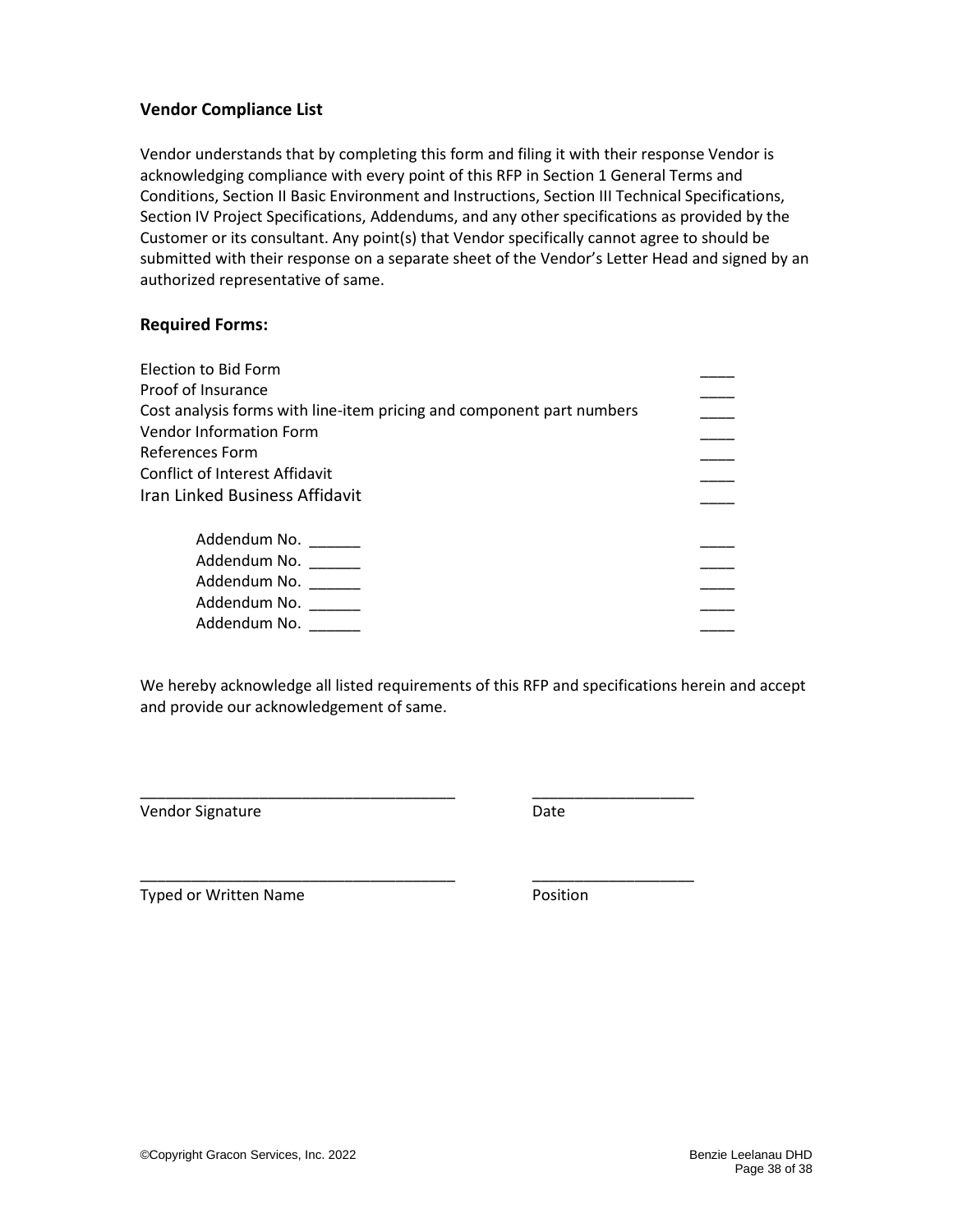### Vendor Compliance List

Vendor understands that by completing this form and filing it with their response Vendor is acknowledging compliance with every point of this RFP in Section 1 General Terms and Conditions, Section II Basic Environment and Instructions, Section III Technical Specifications, Section IV Project Specifications, Addendums, and any other specifications as provided by the Customer or its consultant. Any point(s) that Vendor specifically cannot agree to should be submitted with their response on a separate sheet of the Vendor's Letter Head and signed by an authorized representative of same.

### Required Forms:

| | |
|---|---|
| Election to Bid Form | ____ |
| Proof of Insurance | ____ |
| Cost analysis forms with line-item pricing and component part numbers | ____ |
| Vendor Information Form | ____ |
| References Form | ____ |
| Conflict of Interest Affidavit | ____ |
| Iran Linked Business Affidavit | ____ |
| Addendum No. ______ | ____ |
| Addendum No. ______ | ____ |
| Addendum No. ______ | ____ |
| Addendum No. ______ | ____ |
| Addendum No. ______ | ____ |

We hereby acknowledge all listed requirements of this RFP and specifications herein and accept and provide our acknowledgement of same.

_____________________________________ ___________________

Vendor Signature Date

_____________________________________ ___________________

Typed or Written Name Position

©Copyright Gracon Services, Inc. 2022 Benzie Leelanau DHD